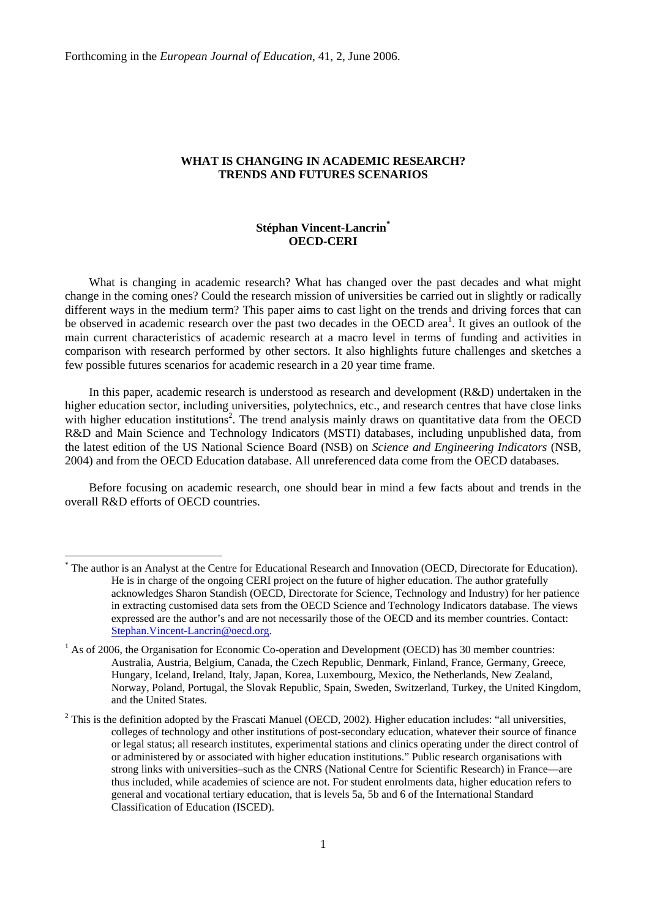Forthcoming in the *European Journal of Education*, 41, 2, June 2006.

# WHAT IS CHANGING IN ACADEMIC RESEARCH? TRENDS AND FUTURES SCENARIOS

**Stéphan Vincent-Lancrin[*]**
**OECD-CERI**

What is changing in academic research? What has changed over the past decades and what might change in the coming ones? Could the research mission of universities be carried out in slightly or radically different ways in the medium term? This paper aims to cast light on the trends and driving forces that can be observed in academic research over the past two decades in the OECD area[1]. It gives an outlook of the main current characteristics of academic research at a macro level in terms of funding and activities in comparison with research performed by other sectors. It also highlights future challenges and sketches a few possible futures scenarios for academic research in a 20 year time frame.

In this paper, academic research is understood as research and development (R&D) undertaken in the higher education sector, including universities, polytechnics, etc., and research centres that have close links with higher education institutions[2]. The trend analysis mainly draws on quantitative data from the OECD R&D and Main Science and Technology Indicators (MSTI) databases, including unpublished data, from the latest edition of the US National Science Board (NSB) on *Science and Engineering Indicators* (NSB, 2004) and from the OECD Education database. All unreferenced data come from the OECD databases.

Before focusing on academic research, one should bear in mind a few facts about and trends in the overall R&D efforts of OECD countries.

---

[*] The author is an Analyst at the Centre for Educational Research and Innovation (OECD, Directorate for Education). He is in charge of the ongoing CERI project on the future of higher education. The author gratefully acknowledges Sharon Standish (OECD, Directorate for Science, Technology and Industry) for her patience in extracting customised data sets from the OECD Science and Technology Indicators database. The views expressed are the author's and are not necessarily those of the OECD and its member countries. Contact: Stephan.Vincent-Lancrin@oecd.org.

[1] As of 2006, the Organisation for Economic Co-operation and Development (OECD) has 30 member countries: Australia, Austria, Belgium, Canada, the Czech Republic, Denmark, Finland, France, Germany, Greece, Hungary, Iceland, Ireland, Italy, Japan, Korea, Luxembourg, Mexico, the Netherlands, New Zealand, Norway, Poland, Portugal, the Slovak Republic, Spain, Sweden, Switzerland, Turkey, the United Kingdom, and the United States.

[2] This is the definition adopted by the Frascati Manuel (OECD, 2002). Higher education includes: "all universities, colleges of technology and other institutions of post-secondary education, whatever their source of finance or legal status; all research institutes, experimental stations and clinics operating under the direct control of or administered by or associated with higher education institutions." Public research organisations with strong links with universities–such as the CNRS (National Centre for Scientific Research) in France—are thus included, while academies of science are not. For student enrolments data, higher education refers to general and vocational tertiary education, that is levels 5a, 5b and 6 of the International Standard Classification of Education (ISCED).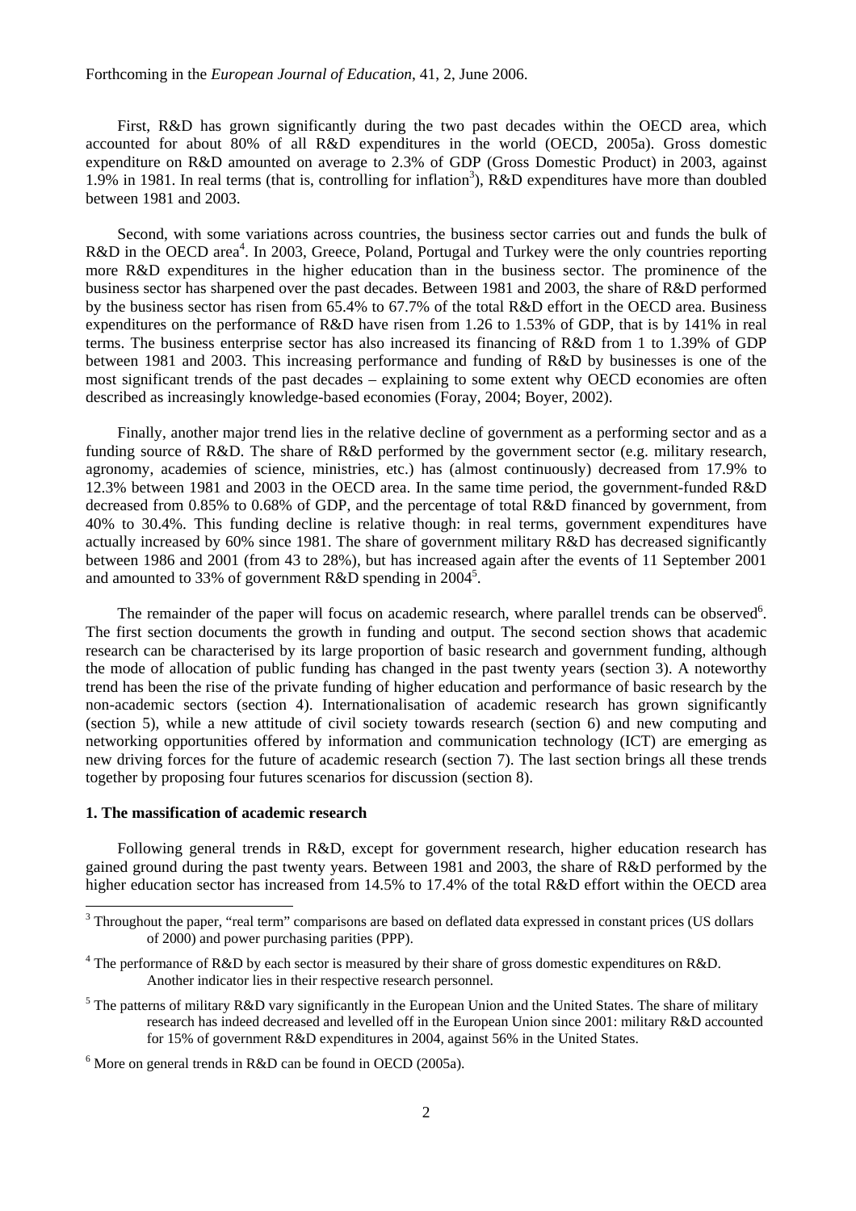First, R&D has grown significantly during the two past decades within the OECD area, which accounted for about 80% of all R&D expenditures in the world (OECD, 2005a). Gross domestic expenditure on R&D amounted on average to 2.3% of GDP (Gross Domestic Product) in 2003, against 1.9% in 1981. In real terms (that is, controlling for inflation[3]), R&D expenditures have more than doubled between 1981 and 2003.

Second, with some variations across countries, the business sector carries out and funds the bulk of R&D in the OECD area[4]. In 2003, Greece, Poland, Portugal and Turkey were the only countries reporting more R&D expenditures in the higher education than in the business sector. The prominence of the business sector has sharpened over the past decades. Between 1981 and 2003, the share of R&D performed by the business sector has risen from 65.4% to 67.7% of the total R&D effort in the OECD area. Business expenditures on the performance of R&D have risen from 1.26 to 1.53% of GDP, that is by 141% in real terms. The business enterprise sector has also increased its financing of R&D from 1 to 1.39% of GDP between 1981 and 2003. This increasing performance and funding of R&D by businesses is one of the most significant trends of the past decades – explaining to some extent why OECD economies are often described as increasingly knowledge-based economies (Foray, 2004; Boyer, 2002).

Finally, another major trend lies in the relative decline of government as a performing sector and as a funding source of R&D. The share of R&D performed by the government sector (e.g. military research, agronomy, academies of science, ministries, etc.) has (almost continuously) decreased from 17.9% to 12.3% between 1981 and 2003 in the OECD area. In the same time period, the government-funded R&D decreased from 0.85% to 0.68% of GDP, and the percentage of total R&D financed by government, from 40% to 30.4%. This funding decline is relative though: in real terms, government expenditures have actually increased by 60% since 1981. The share of government military R&D has decreased significantly between 1986 and 2001 (from 43 to 28%), but has increased again after the events of 11 September 2001 and amounted to 33% of government R&D spending in 2004[5].

The remainder of the paper will focus on academic research, where parallel trends can be observed[6]. The first section documents the growth in funding and output. The second section shows that academic research can be characterised by its large proportion of basic research and government funding, although the mode of allocation of public funding has changed in the past twenty years (section 3). A noteworthy trend has been the rise of the private funding of higher education and performance of basic research by the non-academic sectors (section 4). Internationalisation of academic research has grown significantly (section 5), while a new attitude of civil society towards research (section 6) and new computing and networking opportunities offered by information and communication technology (ICT) are emerging as new driving forces for the future of academic research (section 7). The last section brings all these trends together by proposing four futures scenarios for discussion (section 8).

## 1. The massification of academic research

Following general trends in R&D, except for government research, higher education research has gained ground during the past twenty years. Between 1981 and 2003, the share of R&D performed by the higher education sector has increased from 14.5% to 17.4% of the total R&D effort within the OECD area

---

[3] Throughout the paper, "real term" comparisons are based on deflated data expressed in constant prices (US dollars of 2000) and power purchasing parities (PPP).

[4] The performance of R&D by each sector is measured by their share of gross domestic expenditures on R&D. Another indicator lies in their respective research personnel.

[5] The patterns of military R&D vary significantly in the European Union and the United States. The share of military research has indeed decreased and levelled off in the European Union since 2001: military R&D accounted for 15% of government R&D expenditures in 2004, against 56% in the United States.

[6] More on general trends in R&D can be found in OECD (2005a).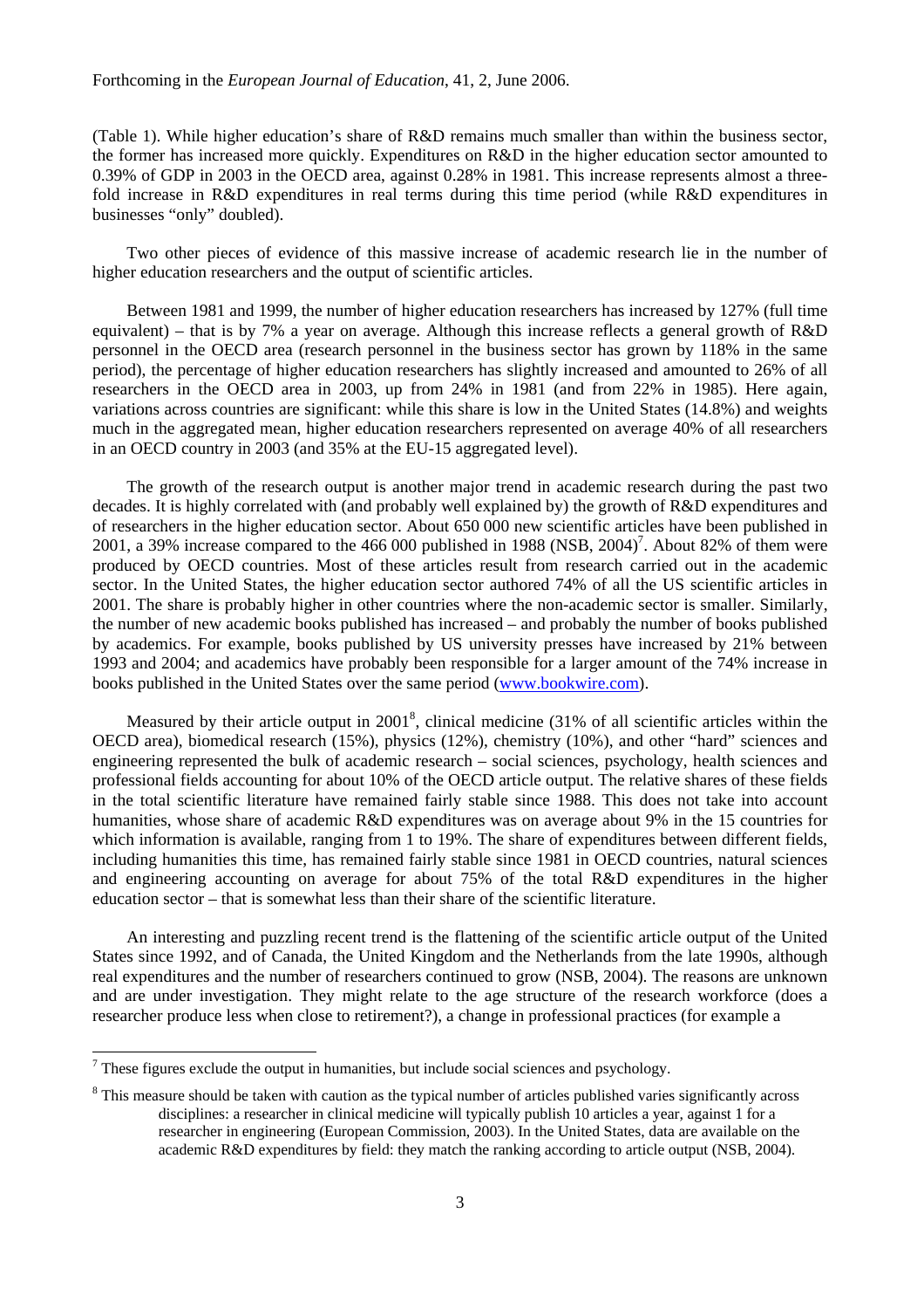(Table 1). While higher education's share of R&D remains much smaller than within the business sector, the former has increased more quickly. Expenditures on R&D in the higher education sector amounted to 0.39% of GDP in 2003 in the OECD area, against 0.28% in 1981. This increase represents almost a three-fold increase in R&D expenditures in real terms during this time period (while R&D expenditures in businesses "only" doubled).

Two other pieces of evidence of this massive increase of academic research lie in the number of higher education researchers and the output of scientific articles.

Between 1981 and 1999, the number of higher education researchers has increased by 127% (full time equivalent) – that is by 7% a year on average. Although this increase reflects a general growth of R&D personnel in the OECD area (research personnel in the business sector has grown by 118% in the same period), the percentage of higher education researchers has slightly increased and amounted to 26% of all researchers in the OECD area in 2003, up from 24% in 1981 (and from 22% in 1985). Here again, variations across countries are significant: while this share is low in the United States (14.8%) and weights much in the aggregated mean, higher education researchers represented on average 40% of all researchers in an OECD country in 2003 (and 35% at the EU-15 aggregated level).

The growth of the research output is another major trend in academic research during the past two decades. It is highly correlated with (and probably well explained by) the growth of R&D expenditures and of researchers in the higher education sector. About 650 000 new scientific articles have been published in 2001, a 39% increase compared to the 466 000 published in 1988 (NSB, 2004)[7]. About 82% of them were produced by OECD countries. Most of these articles result from research carried out in the academic sector. In the United States, the higher education sector authored 74% of all the US scientific articles in 2001. The share is probably higher in other countries where the non-academic sector is smaller. Similarly, the number of new academic books published has increased – and probably the number of books published by academics. For example, books published by US university presses have increased by 21% between 1993 and 2004; and academics have probably been responsible for a larger amount of the 74% increase in books published in the United States over the same period (www.bookwire.com).

Measured by their article output in 2001[8], clinical medicine (31% of all scientific articles within the OECD area), biomedical research (15%), physics (12%), chemistry (10%), and other "hard" sciences and engineering represented the bulk of academic research – social sciences, psychology, health sciences and professional fields accounting for about 10% of the OECD article output. The relative shares of these fields in the total scientific literature have remained fairly stable since 1988. This does not take into account humanities, whose share of academic R&D expenditures was on average about 9% in the 15 countries for which information is available, ranging from 1 to 19%. The share of expenditures between different fields, including humanities this time, has remained fairly stable since 1981 in OECD countries, natural sciences and engineering accounting on average for about 75% of the total R&D expenditures in the higher education sector – that is somewhat less than their share of the scientific literature.

An interesting and puzzling recent trend is the flattening of the scientific article output of the United States since 1992, and of Canada, the United Kingdom and the Netherlands from the late 1990s, although real expenditures and the number of researchers continued to grow (NSB, 2004). The reasons are unknown and are under investigation. They might relate to the age structure of the research workforce (does a researcher produce less when close to retirement?), a change in professional practices (for example a

---

[7] These figures exclude the output in humanities, but include social sciences and psychology.

[8] This measure should be taken with caution as the typical number of articles published varies significantly across disciplines: a researcher in clinical medicine will typically publish 10 articles a year, against 1 for a researcher in engineering (European Commission, 2003). In the United States, data are available on the academic R&D expenditures by field: they match the ranking according to article output (NSB, 2004).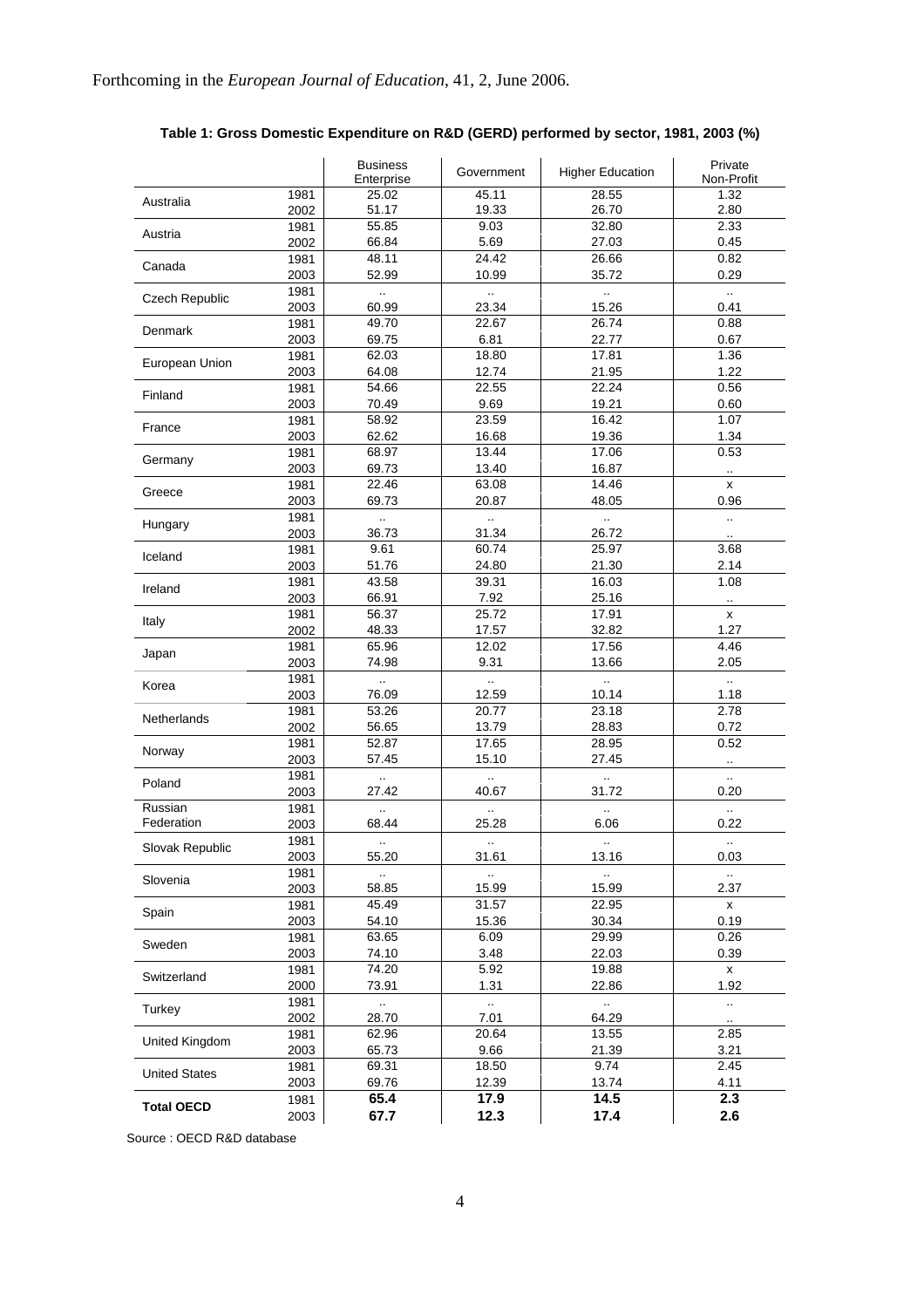Forthcoming in the *European Journal of Education*, 41, 2, June 2006.

**Table 1: Gross Domestic Expenditure on R&D (GERD) performed by sector, 1981, 2003 (%)**

| | | Business Enterprise | Government | Higher Education | Private Non-Profit |
|---|---|---|---|---|---|
| Australia | 1981 | 25.02 | 45.11 | 28.55 | 1.32 |
| | 2002 | 51.17 | 19.33 | 26.70 | 2.80 |
| Austria | 1981 | 55.85 | 9.03 | 32.80 | 2.33 |
| | 2002 | 66.84 | 5.69 | 27.03 | 0.45 |
| Canada | 1981 | 48.11 | 24.42 | 26.66 | 0.82 |
| | 2003 | 52.99 | 10.99 | 35.72 | 0.29 |
| Czech Republic | 1981 | .. | .. | .. | .. |
| | 2003 | 60.99 | 23.34 | 15.26 | 0.41 |
| Denmark | 1981 | 49.70 | 22.67 | 26.74 | 0.88 |
| | 2003 | 69.75 | 6.81 | 22.77 | 0.67 |
| European Union | 1981 | 62.03 | 18.80 | 17.81 | 1.36 |
| | 2003 | 64.08 | 12.74 | 21.95 | 1.22 |
| Finland | 1981 | 54.66 | 22.55 | 22.24 | 0.56 |
| | 2003 | 70.49 | 9.69 | 19.21 | 0.60 |
| France | 1981 | 58.92 | 23.59 | 16.42 | 1.07 |
| | 2003 | 62.62 | 16.68 | 19.36 | 1.34 |
| Germany | 1981 | 68.97 | 13.44 | 17.06 | 0.53 |
| | 2003 | 69.73 | 13.40 | 16.87 | .. |
| Greece | 1981 | 22.46 | 63.08 | 14.46 | x |
| | 2003 | 69.73 | 20.87 | 48.05 | 0.96 |
| Hungary | 1981 | .. | .. | .. | .. |
| | 2003 | 36.73 | 31.34 | 26.72 | .. |
| Iceland | 1981 | 9.61 | 60.74 | 25.97 | 3.68 |
| | 2003 | 51.76 | 24.80 | 21.30 | 2.14 |
| Ireland | 1981 | 43.58 | 39.31 | 16.03 | 1.08 |
| | 2003 | 66.91 | 7.92 | 25.16 | .. |
| Italy | 1981 | 56.37 | 25.72 | 17.91 | x |
| | 2002 | 48.33 | 17.57 | 32.82 | 1.27 |
| Japan | 1981 | 65.96 | 12.02 | 17.56 | 4.46 |
| | 2003 | 74.98 | 9.31 | 13.66 | 2.05 |
| Korea | 1981 | .. | .. | .. | .. |
| | 2003 | 76.09 | 12.59 | 10.14 | 1.18 |
| Netherlands | 1981 | 53.26 | 20.77 | 23.18 | 2.78 |
| | 2002 | 56.65 | 13.79 | 28.83 | 0.72 |
| Norway | 1981 | 52.87 | 17.65 | 28.95 | 0.52 |
| | 2003 | 57.45 | 15.10 | 27.45 | .. |
| Poland | 1981 | .. | .. | .. | .. |
| | 2003 | 27.42 | 40.67 | 31.72 | 0.20 |
| Russian Federation | 1981 | .. | .. | .. | .. |
| | 2003 | 68.44 | 25.28 | 6.06 | 0.22 |
| Slovak Republic | 1981 | .. | .. | .. | .. |
| | 2003 | 55.20 | 31.61 | 13.16 | 0.03 |
| Slovenia | 1981 | .. | .. | .. | .. |
| | 2003 | 58.85 | 15.99 | 15.99 | 2.37 |
| Spain | 1981 | 45.49 | 31.57 | 22.95 | x |
| | 2003 | 54.10 | 15.36 | 30.34 | 0.19 |
| Sweden | 1981 | 63.65 | 6.09 | 29.99 | 0.26 |
| | 2003 | 74.10 | 3.48 | 22.03 | 0.39 |
| Switzerland | 1981 | 74.20 | 5.92 | 19.88 | x |
| | 2000 | 73.91 | 1.31 | 22.86 | 1.92 |
| Turkey | 1981 | .. | .. | .. | .. |
| | 2002 | 28.70 | 7.01 | 64.29 | .. |
| United Kingdom | 1981 | 62.96 | 20.64 | 13.55 | 2.85 |
| | 2003 | 65.73 | 9.66 | 21.39 | 3.21 |
| United States | 1981 | 69.31 | 18.50 | 9.74 | 2.45 |
| | 2003 | 69.76 | 12.39 | 13.74 | 4.11 |
| **Total OECD** | 1981 | **65.4** | **17.9** | **14.5** | **2.3** |
| | 2003 | **67.7** | **12.3** | **17.4** | **2.6** |

Source : OECD R&D database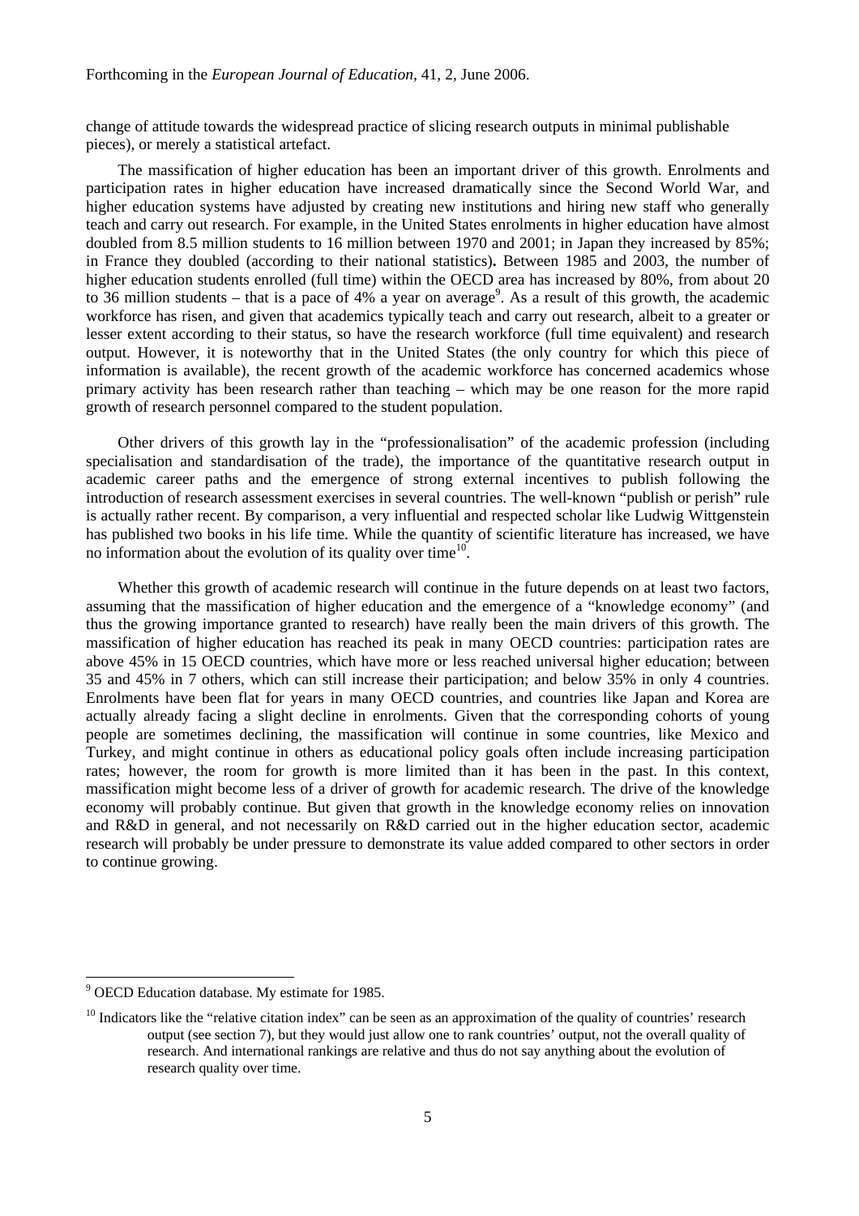change of attitude towards the widespread practice of slicing research outputs in minimal publishable pieces), or merely a statistical artefact.

The massification of higher education has been an important driver of this growth. Enrolments and participation rates in higher education have increased dramatically since the Second World War, and higher education systems have adjusted by creating new institutions and hiring new staff who generally teach and carry out research. For example, in the United States enrolments in higher education have almost doubled from 8.5 million students to 16 million between 1970 and 2001; in Japan they increased by 85%; in France they doubled (according to their national statistics). Between 1985 and 2003, the number of higher education students enrolled (full time) within the OECD area has increased by 80%, from about 20 to 36 million students – that is a pace of 4% a year on average[9]. As a result of this growth, the academic workforce has risen, and given that academics typically teach and carry out research, albeit to a greater or lesser extent according to their status, so have the research workforce (full time equivalent) and research output. However, it is noteworthy that in the United States (the only country for which this piece of information is available), the recent growth of the academic workforce has concerned academics whose primary activity has been research rather than teaching – which may be one reason for the more rapid growth of research personnel compared to the student population.

Other drivers of this growth lay in the "professionalisation" of the academic profession (including specialisation and standardisation of the trade), the importance of the quantitative research output in academic career paths and the emergence of strong external incentives to publish following the introduction of research assessment exercises in several countries. The well-known "publish or perish" rule is actually rather recent. By comparison, a very influential and respected scholar like Ludwig Wittgenstein has published two books in his life time. While the quantity of scientific literature has increased, we have no information about the evolution of its quality over time[10].

Whether this growth of academic research will continue in the future depends on at least two factors, assuming that the massification of higher education and the emergence of a "knowledge economy" (and thus the growing importance granted to research) have really been the main drivers of this growth. The massification of higher education has reached its peak in many OECD countries: participation rates are above 45% in 15 OECD countries, which have more or less reached universal higher education; between 35 and 45% in 7 others, which can still increase their participation; and below 35% in only 4 countries. Enrolments have been flat for years in many OECD countries, and countries like Japan and Korea are actually already facing a slight decline in enrolments. Given that the corresponding cohorts of young people are sometimes declining, the massification will continue in some countries, like Mexico and Turkey, and might continue in others as educational policy goals often include increasing participation rates; however, the room for growth is more limited than it has been in the past. In this context, massification might become less of a driver of growth for academic research. The drive of the knowledge economy will probably continue. But given that growth in the knowledge economy relies on innovation and R&D in general, and not necessarily on R&D carried out in the higher education sector, academic research will probably be under pressure to demonstrate its value added compared to other sectors in order to continue growing.

---

[9] OECD Education database. My estimate for 1985.

[10] Indicators like the "relative citation index" can be seen as an approximation of the quality of countries' research output (see section 7), but they would just allow one to rank countries' output, not the overall quality of research. And international rankings are relative and thus do not say anything about the evolution of research quality over time.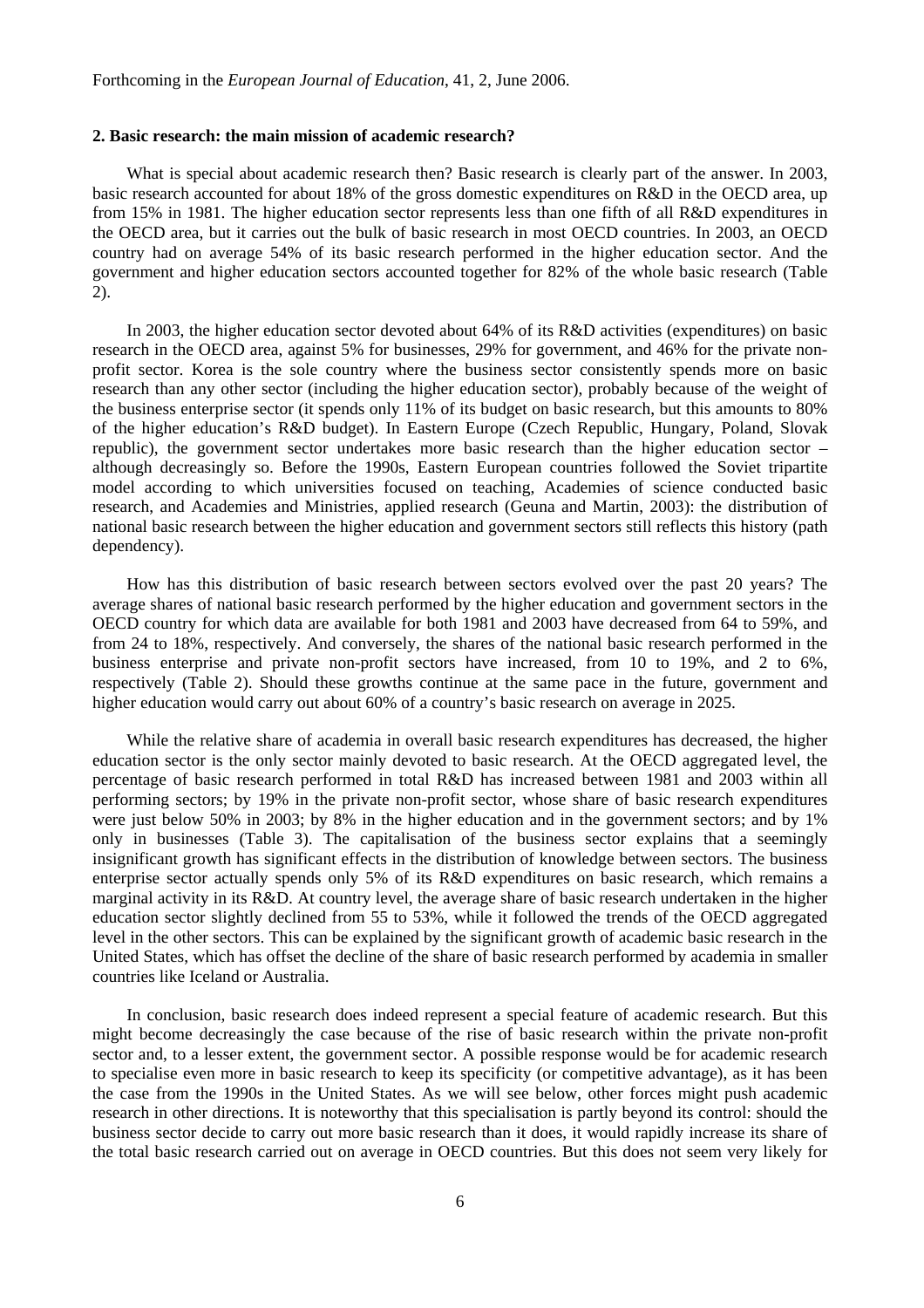## 2. Basic research: the main mission of academic research?

What is special about academic research then? Basic research is clearly part of the answer. In 2003, basic research accounted for about 18% of the gross domestic expenditures on R&D in the OECD area, up from 15% in 1981. The higher education sector represents less than one fifth of all R&D expenditures in the OECD area, but it carries out the bulk of basic research in most OECD countries. In 2003, an OECD country had on average 54% of its basic research performed in the higher education sector. And the government and higher education sectors accounted together for 82% of the whole basic research (Table 2).

In 2003, the higher education sector devoted about 64% of its R&D activities (expenditures) on basic research in the OECD area, against 5% for businesses, 29% for government, and 46% for the private non-profit sector. Korea is the sole country where the business sector consistently spends more on basic research than any other sector (including the higher education sector), probably because of the weight of the business enterprise sector (it spends only 11% of its budget on basic research, but this amounts to 80% of the higher education's R&D budget). In Eastern Europe (Czech Republic, Hungary, Poland, Slovak republic), the government sector undertakes more basic research than the higher education sector – although decreasingly so. Before the 1990s, Eastern European countries followed the Soviet tripartite model according to which universities focused on teaching, Academies of science conducted basic research, and Academies and Ministries, applied research (Geuna and Martin, 2003): the distribution of national basic research between the higher education and government sectors still reflects this history (path dependency).

How has this distribution of basic research between sectors evolved over the past 20 years? The average shares of national basic research performed by the higher education and government sectors in the OECD country for which data are available for both 1981 and 2003 have decreased from 64 to 59%, and from 24 to 18%, respectively. And conversely, the shares of the national basic research performed in the business enterprise and private non-profit sectors have increased, from 10 to 19%, and 2 to 6%, respectively (Table 2). Should these growths continue at the same pace in the future, government and higher education would carry out about 60% of a country's basic research on average in 2025.

While the relative share of academia in overall basic research expenditures has decreased, the higher education sector is the only sector mainly devoted to basic research. At the OECD aggregated level, the percentage of basic research performed in total R&D has increased between 1981 and 2003 within all performing sectors; by 19% in the private non-profit sector, whose share of basic research expenditures were just below 50% in 2003; by 8% in the higher education and in the government sectors; and by 1% only in businesses (Table 3). The capitalisation of the business sector explains that a seemingly insignificant growth has significant effects in the distribution of knowledge between sectors. The business enterprise sector actually spends only 5% of its R&D expenditures on basic research, which remains a marginal activity in its R&D. At country level, the average share of basic research undertaken in the higher education sector slightly declined from 55 to 53%, while it followed the trends of the OECD aggregated level in the other sectors. This can be explained by the significant growth of academic basic research in the United States, which has offset the decline of the share of basic research performed by academia in smaller countries like Iceland or Australia.

In conclusion, basic research does indeed represent a special feature of academic research. But this might become decreasingly the case because of the rise of basic research within the private non-profit sector and, to a lesser extent, the government sector. A possible response would be for academic research to specialise even more in basic research to keep its specificity (or competitive advantage), as it has been the case from the 1990s in the United States. As we will see below, other forces might push academic research in other directions. It is noteworthy that this specialisation is partly beyond its control: should the business sector decide to carry out more basic research than it does, it would rapidly increase its share of the total basic research carried out on average in OECD countries. But this does not seem very likely for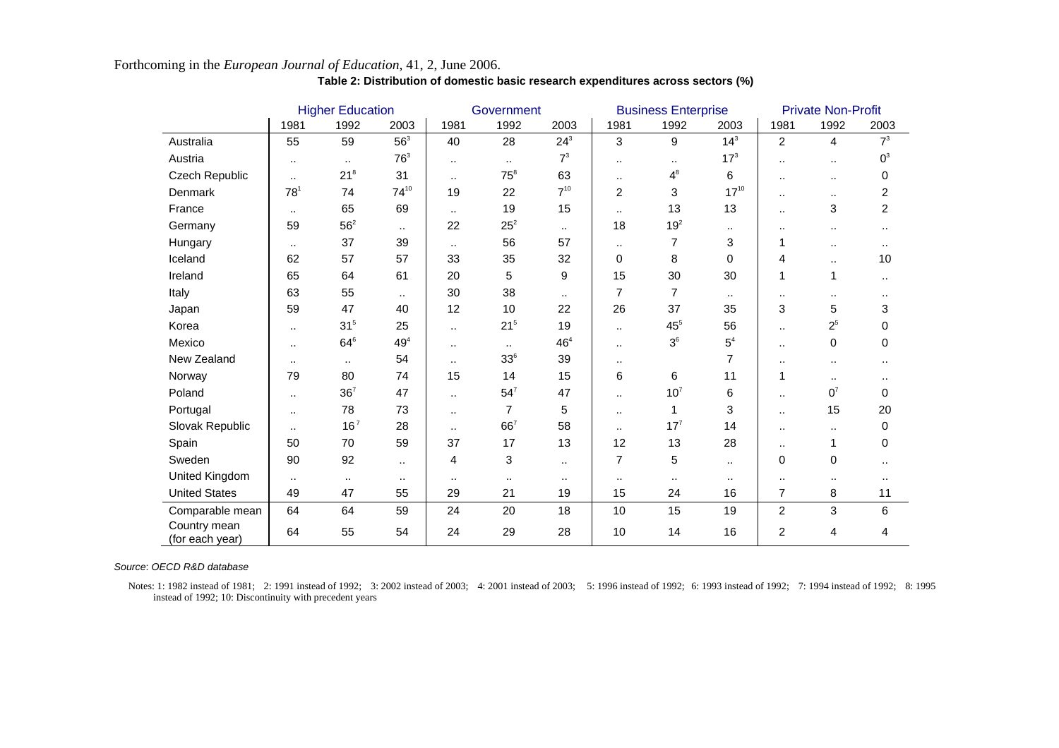Forthcoming in the *European Journal of Education*, 41, 2, June 2006.

**Table 2: Distribution of domestic basic research expenditures across sectors (%)**

| | Higher Education | | | Government | | | Business Enterprise | | | Private Non-Profit | | |
|---|---|---|---|---|---|---|---|---|---|---|---|---|
| | 1981 | 1992 | 2003 | 1981 | 1992 | 2003 | 1981 | 1992 | 2003 | 1981 | 1992 | 2003 |
| Australia | 55 | 59 | 56[3] | 40 | 28 | 24[3] | 3 | 9 | 14[3] | 2 | 4 | 7[3] |
| Austria | .. | .. | 76[3] | .. | .. | 7[3] | .. | .. | 17[3] | .. | .. | 0[3] |
| Czech Republic | .. | 21[8] | 31 | .. | 75[8] | 63 | .. | 4[8] | 6 | .. | .. | 0 |
| Denmark | 78[1] | 74 | 74[10] | 19 | 22 | 7[10] | 2 | 3 | 17[10] | .. | .. | 2 |
| France | .. | 65 | 69 | .. | 19 | 15 | .. | 13 | 13 | .. | 3 | 2 |
| Germany | 59 | 56[2] | .. | 22 | 25[2] | .. | 18 | 19[2] | .. | .. | .. | .. |
| Hungary | .. | 37 | 39 | .. | 56 | 57 | .. | 7 | 3 | 1 | .. | .. |
| Iceland | 62 | 57 | 57 | 33 | 35 | 32 | 0 | 8 | 0 | 4 | .. | 10 |
| Ireland | 65 | 64 | 61 | 20 | 5 | 9 | 15 | 30 | 30 | 1 | 1 | .. |
| Italy | 63 | 55 | .. | 30 | 38 | .. | 7 | 7 | .. | .. | .. | .. |
| Japan | 59 | 47 | 40 | 12 | 10 | 22 | 26 | 37 | 35 | 3 | 5 | 3 |
| Korea | .. | 31[5] | 25 | .. | 21[5] | 19 | .. | 45[5] | 56 | .. | 2[5] | 0 |
| Mexico | .. | 64[6] | 49[4] | .. | .. | 46[4] | .. | 3[6] | 5[4] | .. | 0 | 0 |
| New Zealand | .. | .. | 54 | .. | 33[6] | 39 | .. | | 7 | .. | .. | .. |
| Norway | 79 | 80 | 74 | 15 | 14 | 15 | 6 | 6 | 11 | 1 | .. | .. |
| Poland | .. | 36[7] | 47 | .. | 54[7] | 47 | .. | 10[7] | 6 | .. | 0[7] | 0 |
| Portugal | .. | 78 | 73 | .. | 7 | 5 | .. | 1 | 3 | .. | 15 | 20 |
| Slovak Republic | .. | 16[7] | 28 | .. | 66[7] | 58 | .. | 17[7] | 14 | .. | .. | 0 |
| Spain | 50 | 70 | 59 | 37 | 17 | 13 | 12 | 13 | 28 | .. | 1 | 0 |
| Sweden | 90 | 92 | .. | 4 | 3 | .. | 7 | 5 | .. | 0 | 0 | .. |
| United Kingdom | .. | .. | .. | .. | .. | .. | .. | .. | .. | .. | .. | .. |
| United States | 49 | 47 | 55 | 29 | 21 | 19 | 15 | 24 | 16 | 7 | 8 | 11 |
| Comparable mean | 64 | 64 | 59 | 24 | 20 | 18 | 10 | 15 | 19 | 2 | 3 | 6 |
| Country mean (for each year) | 64 | 55 | 54 | 24 | 29 | 28 | 10 | 14 | 16 | 2 | 4 | 4 |

*Source*: *OECD R&D database*

Notes: 1: 1982 instead of 1981; 2: 1991 instead of 1992; 3: 2002 instead of 2003; 4: 2001 instead of 2003; 5: 1996 instead of 1992; 6: 1993 instead of 1992; 7: 1994 instead of 1992; 8: 1995 instead of 1992; 10: Discontinuity with precedent years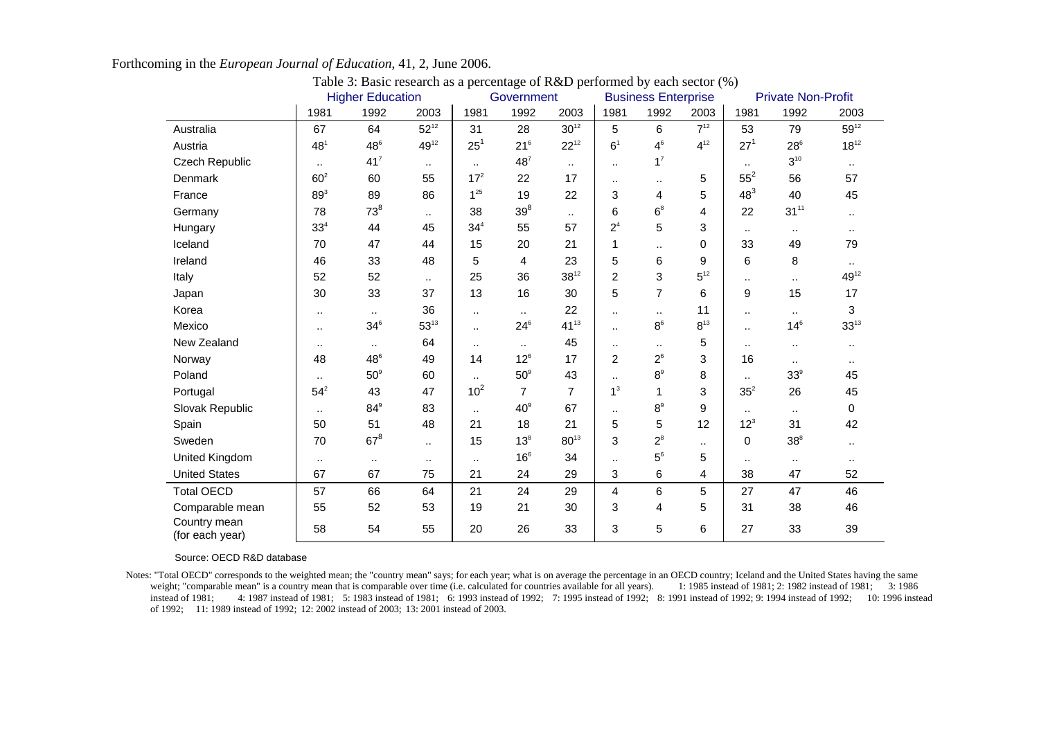Forthcoming in the *European Journal of Education*, 41, 2, June 2006.

Table 3: Basic research as a percentage of R&D performed by each sector (%)

| | Higher Education | | | Government | | | Business Enterprise | | | Private Non-Profit | | |
|---|---|---|---|---|---|---|---|---|---|---|---|---|
| | 1981 | 1992 | 2003 | 1981 | 1992 | 2003 | 1981 | 1992 | 2003 | 1981 | 1992 | 2003 |
| Australia | 67 | 64 | 52[12] | 31 | 28 | 30[12] | 5 | 6 | 7[12] | 53 | 79 | 59[12] |
| Austria | 48[1] | 48[6] | 49[12] | 25[1] | 21[6] | 22[12] | 6[1] | 4[6] | 4[12] | 27[1] | 28[6] | 18[12] |
| Czech Republic | .. | 41[7] | .. | .. | 48[7] | .. | .. | 1[7] | | .. | 3[10] | .. |
| Denmark | 60[2] | 60 | 55 | 17[2] | 22 | 17 | .. | .. | 5 | 55[2] | 56 | 57 |
| France | 89[3] | 89 | 86 | 1[25] | 19 | 22 | 3 | 4 | 5 | 48[3] | 40 | 45 |
| Germany | 78 | 73[8] | .. | 38 | 39[8] | .. | 6 | 6[8] | 4 | 22 | 31[11] | .. |
| Hungary | 33[4] | 44 | 45 | 34[4] | 55 | 57 | 2[4] | 5 | 3 | .. | .. | .. |
| Iceland | 70 | 47 | 44 | 15 | 20 | 21 | 1 | .. | 0 | 33 | 49 | 79 |
| Ireland | 46 | 33 | 48 | 5 | 4 | 23 | 5 | 6 | 9 | 6 | 8 | .. |
| Italy | 52 | 52 | .. | 25 | 36 | 38[12] | 2 | 3 | 5[12] | .. | .. | 49[12] |
| Japan | 30 | 33 | 37 | 13 | 16 | 30 | 5 | 7 | 6 | 9 | 15 | 17 |
| Korea | .. | .. | 36 | .. | .. | 22 | .. | .. | 11 | .. | .. | 3 |
| Mexico | .. | 34[6] | 53[13] | .. | 24[6] | 41[13] | .. | 8[6] | 8[13] | .. | 14[6] | 33[13] |
| New Zealand | .. | .. | 64 | .. | .. | 45 | .. | .. | 5 | .. | .. | .. |
| Norway | 48 | 48[6] | 49 | 14 | 12[6] | 17 | 2 | 2[6] | 3 | 16 | .. | .. |
| Poland | .. | 50[9] | 60 | .. | 50[9] | 43 | .. | 8[9] | 8 | .. | 33[9] | 45 |
| Portugal | 54[2] | 43 | 47 | 10[2] | 7 | 7 | 1[3] | 1 | 3 | 35[2] | 26 | 45 |
| Slovak Republic | .. | 84[9] | 83 | .. | 40[9] | 67 | .. | 8[9] | 9 | .. | .. | 0 |
| Spain | 50 | 51 | 48 | 21 | 18 | 21 | 5 | 5 | 12 | 12[3] | 31 | 42 |
| Sweden | 70 | 67[8] | .. | 15 | 13[8] | 80[13] | 3 | 2[8] | .. | 0 | 38[8] | .. |
| United Kingdom | .. | .. | .. | .. | 16[6] | 34 | .. | 5[6] | 5 | .. | .. | .. |
| United States | 67 | 67 | 75 | 21 | 24 | 29 | 3 | 6 | 4 | 38 | 47 | 52 |
| Total OECD | 57 | 66 | 64 | 21 | 24 | 29 | 4 | 6 | 5 | 27 | 47 | 46 |
| Comparable mean | 55 | 52 | 53 | 19 | 21 | 30 | 3 | 4 | 5 | 31 | 38 | 46 |
| Country mean (for each year) | 58 | 54 | 55 | 20 | 26 | 33 | 3 | 5 | 6 | 27 | 33 | 39 |

Source: OECD R&D database

Notes: "Total OECD" corresponds to the weighted mean; the "country mean" says; for each year; what is on average the percentage in an OECD country; Iceland and the United States having the same weight; "comparable mean" is a country mean that is comparable over time (i.e. calculated for countries available for all years). 1: 1985 instead of 1981; 2: 1982 instead of 1981; 3: 1986 instead of 1981; 4: 1987 instead of 1981; 5: 1983 instead of 1981; 6: 1993 instead of 1992; 7: 1995 instead of 1992; 8: 1991 instead of 1992; 9: 1994 instead of 1992; 10: 1996 instead of 1992; 11: 1989 instead of 1992; 12: 2002 instead of 2003; 13: 2001 instead of 2003.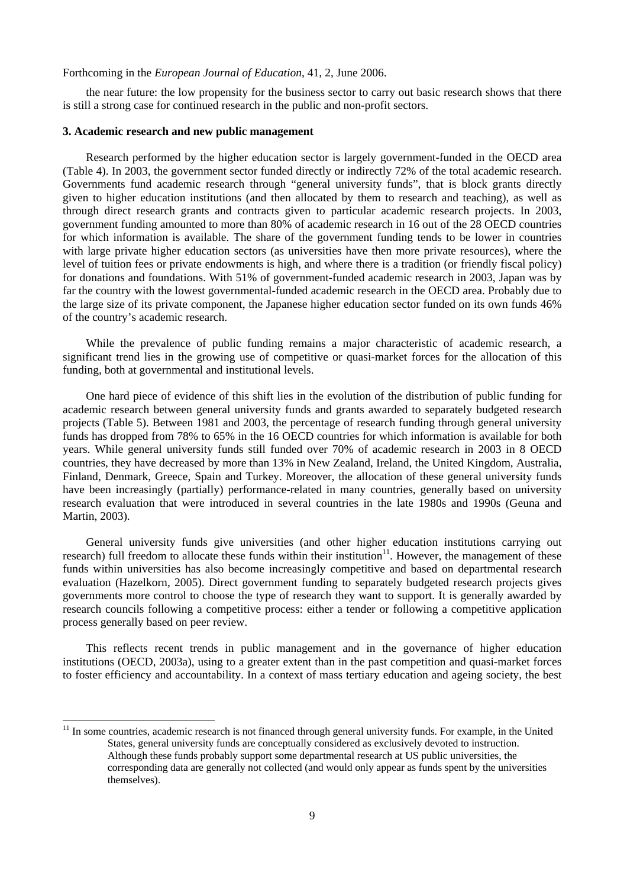the near future: the low propensity for the business sector to carry out basic research shows that there is still a strong case for continued research in the public and non-profit sectors.

**3. Academic research and new public management**

Research performed by the higher education sector is largely government-funded in the OECD area (Table 4). In 2003, the government sector funded directly or indirectly 72% of the total academic research. Governments fund academic research through "general university funds", that is block grants directly given to higher education institutions (and then allocated by them to research and teaching), as well as through direct research grants and contracts given to particular academic research projects. In 2003, government funding amounted to more than 80% of academic research in 16 out of the 28 OECD countries for which information is available. The share of the government funding tends to be lower in countries with large private higher education sectors (as universities have then more private resources), where the level of tuition fees or private endowments is high, and where there is a tradition (or friendly fiscal policy) for donations and foundations. With 51% of government-funded academic research in 2003, Japan was by far the country with the lowest governmental-funded academic research in the OECD area. Probably due to the large size of its private component, the Japanese higher education sector funded on its own funds 46% of the country's academic research.

While the prevalence of public funding remains a major characteristic of academic research, a significant trend lies in the growing use of competitive or quasi-market forces for the allocation of this funding, both at governmental and institutional levels.

One hard piece of evidence of this shift lies in the evolution of the distribution of public funding for academic research between general university funds and grants awarded to separately budgeted research projects (Table 5). Between 1981 and 2003, the percentage of research funding through general university funds has dropped from 78% to 65% in the 16 OECD countries for which information is available for both years. While general university funds still funded over 70% of academic research in 2003 in 8 OECD countries, they have decreased by more than 13% in New Zealand, Ireland, the United Kingdom, Australia, Finland, Denmark, Greece, Spain and Turkey. Moreover, the allocation of these general university funds have been increasingly (partially) performance-related in many countries, generally based on university research evaluation that were introduced in several countries in the late 1980s and 1990s (Geuna and Martin, 2003).

General university funds give universities (and other higher education institutions carrying out research) full freedom to allocate these funds within their institution[11]. However, the management of these funds within universities has also become increasingly competitive and based on departmental research evaluation (Hazelkorn, 2005). Direct government funding to separately budgeted research projects gives governments more control to choose the type of research they want to support. It is generally awarded by research councils following a competitive process: either a tender or following a competitive application process generally based on peer review.

This reflects recent trends in public management and in the governance of higher education institutions (OECD, 2003a), using to a greater extent than in the past competition and quasi-market forces to foster efficiency and accountability. In a context of mass tertiary education and ageing society, the best

[11] In some countries, academic research is not financed through general university funds. For example, in the United States, general university funds are conceptually considered as exclusively devoted to instruction. Although these funds probably support some departmental research at US public universities, the corresponding data are generally not collected (and would only appear as funds spent by the universities themselves).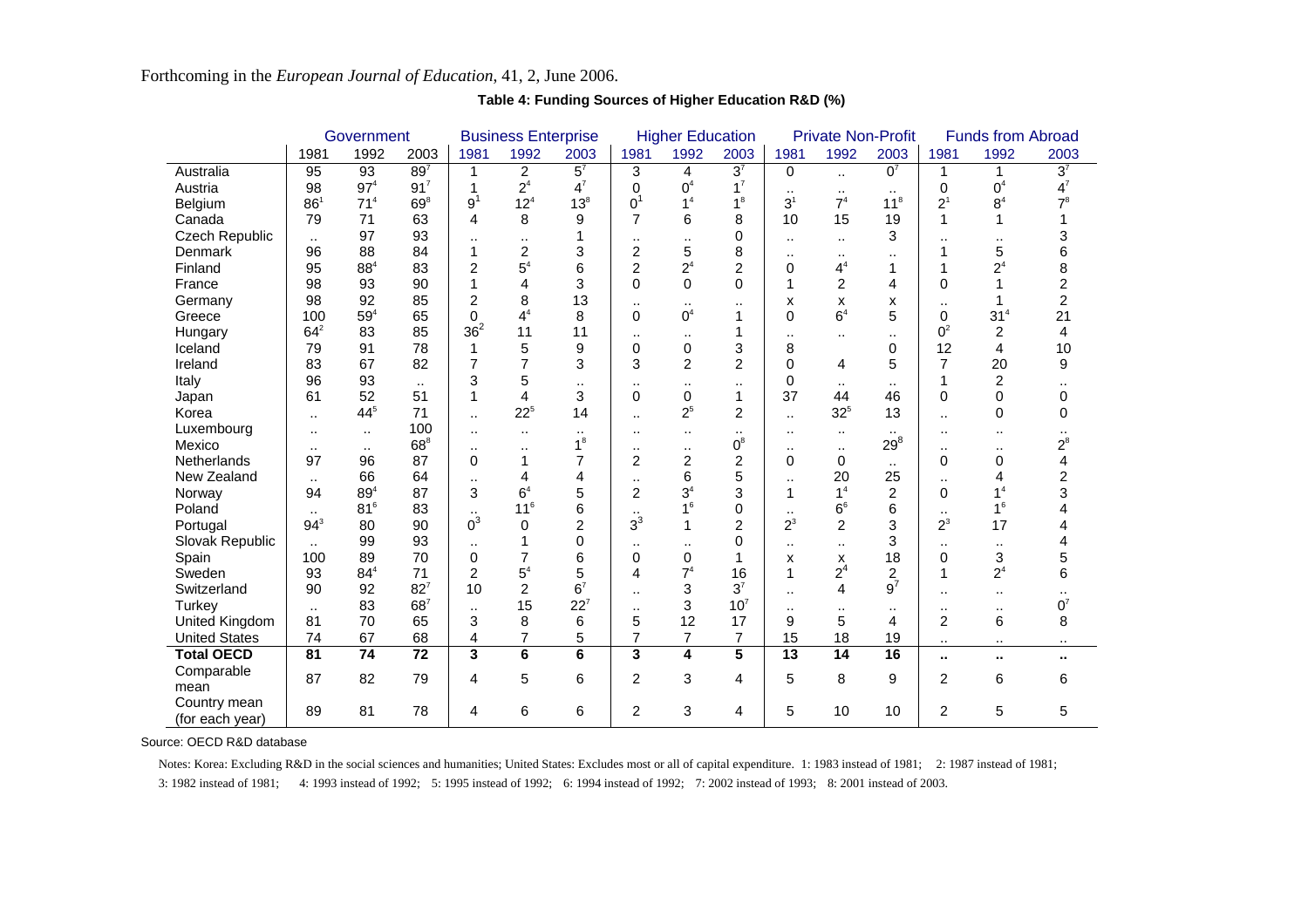**Table 4: Funding Sources of Higher Education R&D (%)**

| | Government | | | Business Enterprise | | | Higher Education | | | Private Non-Profit | | | Funds from Abroad | | |
|---|---|---|---|---|---|---|---|---|---|---|---|---|---|---|---|
| | 1981 | 1992 | 2003 | 1981 | 1992 | 2003 | 1981 | 1992 | 2003 | 1981 | 1992 | 2003 | 1981 | 1992 | 2003 |
| Australia | 95 | 93 | 89[7] | 1 | 2 | 5[7] | 3 | 4 | 3[7] | 0 | .. | 0[7] | 1 | 1 | 3[7] |
| Austria | 98 | 97[4] | 91[7] | 1 | 2[4] | 4[7] | 0 | 0[4] | 1[7] | .. | .. | .. | 0 | 0[4] | 4[7] |
| Belgium | 86[1] | 71[4] | 69[8] | 9[1] | 12[4] | 13[8] | 0[1] | 1[4] | 1[8] | 3[1] | 7[4] | 11[8] | 2[1] | 8[4] | 7[8] |
| Canada | 79 | 71 | 63 | 4 | 8 | 9 | 7 | 6 | 8 | 10 | 15 | 19 | 1 | 1 | 1 |
| Czech Republic | .. | 97 | 93 | .. | .. | 1 | .. | .. | 0 | .. | .. | 3 | .. | .. | 3 |
| Denmark | 96 | 88 | 84 | 1 | 2 | 3 | 2 | 5 | 8 | .. | .. | .. | 1 | 5 | 6 |
| Finland | 95 | 88[4] | 83 | 2 | 5[4] | 6 | 2 | 2[4] | 2 | 0 | 4[4] | 1 | 1 | 2[4] | 8 |
| France | 98 | 93 | 90 | 1 | 4 | 3 | 0 | 0 | 0 | 1 | 2 | 4 | 0 | 1 | 2 |
| Germany | 98 | 92 | 85 | 2 | 8 | 13 | .. | .. | .. | x | x | x | .. | 1 | 2 |
| Greece | 100 | 59[4] | 65 | 0 | 4[4] | 8 | 0 | 0[4] | 1 | 0 | 6[4] | 5 | 0 | 31[4] | 21 |
| Hungary | 64[2] | 83 | 85 | 36[2] | 11 | 11 | .. | .. | 1 | .. | .. | .. | 0[2] | 2 | 4 |
| Iceland | 79 | 91 | 78 | 1 | 5 | 9 | 0 | 0 | 3 | 8 | | 0 | 12 | 4 | 10 |
| Ireland | 83 | 67 | 82 | 7 | 7 | 3 | 3 | 2 | 2 | 0 | 4 | 5 | 7 | 20 | 9 |
| Italy | 96 | 93 | .. | 3 | 5 | .. | .. | .. | .. | 0 | .. | .. | 1 | 2 | .. |
| Japan | 61 | 52 | 51 | 1 | 4 | 3 | 0 | 0 | 1 | 37 | 44 | 46 | 0 | 0 | 0 |
| Korea | .. | 44[5] | 71 | .. | 22[5] | 14 | .. | 2[5] | 2 | .. | 32[5] | 13 | .. | 0 | 0 |
| Luxembourg | .. | .. | 100 | .. | .. | .. | .. | .. | .. | .. | .. | .. | .. | .. | .. |
| Mexico | .. | .. | 68[8] | .. | .. | 1[8] | .. | .. | 0[8] | .. | .. | 29[8] | .. | .. | 2[8] |
| Netherlands | 97 | 96 | 87 | 0 | 1 | 7 | 2 | 2 | 2 | 0 | 0 | .. | 0 | 0 | 4 |
| New Zealand | .. | 66 | 64 | .. | 4 | 4 | .. | 6 | 5 | .. | 20 | 25 | .. | 4 | 2 |
| Norway | 94 | 89[4] | 87 | 3 | 6[4] | 5 | 2 | 3[4] | 3 | 1 | 1[4] | 2 | 0 | 1[4] | 3 |
| Poland | .. | 81[6] | 83 | .. | 11[6] | 6 | .. | 1[6] | 0 | .. | 6[6] | 6 | .. | 1[6] | 4 |
| Portugal | 94[3] | 80 | 90 | 0[3] | 0 | 2 | 3[3] | 1 | 2 | 2[3] | 2 | 3 | 2[3] | 17 | 4 |
| Slovak Republic | .. | 99 | 93 | .. | 1 | 0 | .. | .. | 0 | .. | .. | 3 | .. | .. | 4 |
| Spain | 100 | 89 | 70 | 0 | 7 | 6 | 0 | 0 | 1 | x | x | 18 | 0 | 3 | 5 |
| Sweden | 93 | 84[4] | 71 | 2 | 5[4] | 5 | 4 | 7[4] | 16 | 1 | 2[4] | 2 | 1 | 2[4] | 6 |
| Switzerland | 90 | 92 | 82[7] | 10 | 2 | 6[7] | .. | 3 | 3[7] | .. | 4 | 9[7] | .. | .. | .. |
| Turkey | .. | 83 | 68[7] | .. | 15 | 22[7] | .. | 3 | 10[7] | .. | .. | .. | .. | .. | 0[7] |
| United Kingdom | 81 | 70 | 65 | 3 | 8 | 6 | 5 | 12 | 17 | 9 | 5 | 4 | 2 | 6 | 8 |
| United States | 74 | 67 | 68 | 4 | 7 | 5 | 7 | 7 | 7 | 15 | 18 | 19 | .. | .. | .. |
| **Total OECD** | **81** | **74** | **72** | **3** | **6** | **6** | **3** | **4** | **5** | **13** | **14** | **16** | **..** | **..** | **..** |
| Comparable mean | 87 | 82 | 79 | 4 | 5 | 6 | 2 | 3 | 4 | 5 | 8 | 9 | 2 | 6 | 6 |
| Country mean (for each year) | 89 | 81 | 78 | 4 | 6 | 6 | 2 | 3 | 4 | 5 | 10 | 10 | 2 | 5 | 5 |

Source: OECD R&D database

Notes: Korea: Excluding R&D in the social sciences and humanities; United States: Excludes most or all of capital expenditure. 1: 1983 instead of 1981; 2: 1987 instead of 1981; 3: 1982 instead of 1981; 4: 1993 instead of 1992; 5: 1995 instead of 1992; 6: 1994 instead of 1992; 7: 2002 instead of 1993; 8: 2001 instead of 2003.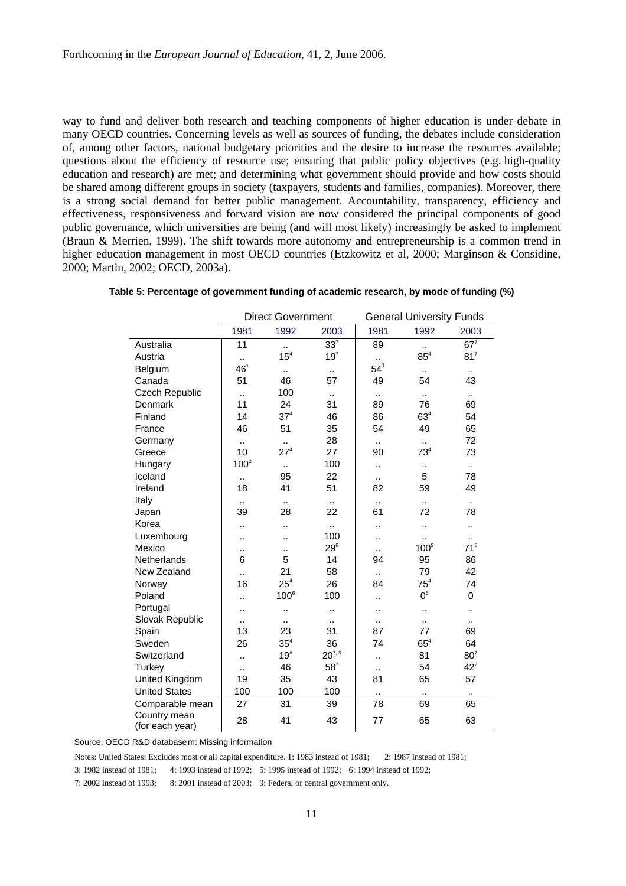way to fund and deliver both research and teaching components of higher education is under debate in many OECD countries. Concerning levels as well as sources of funding, the debates include consideration of, among other factors, national budgetary priorities and the desire to increase the resources available; questions about the efficiency of resource use; ensuring that public policy objectives (e.g. high-quality education and research) are met; and determining what government should provide and how costs should be shared among different groups in society (taxpayers, students and families, companies). Moreover, there is a strong social demand for better public management. Accountability, transparency, efficiency and effectiveness, responsiveness and forward vision are now considered the principal components of good public governance, which universities are being (and will most likely) increasingly be asked to implement (Braun & Merrien, 1999). The shift towards more autonomy and entrepreneurship is a common trend in higher education management in most OECD countries (Etzkowitz et al, 2000; Marginson & Considine, 2000; Martin, 2002; OECD, 2003a).

**Table 5: Percentage of government funding of academic research, by mode of funding (%)**

| | Direct Government | | | General University Funds | | |
|---|---|---|---|---|---|---|
| | 1981 | 1992 | 2003 | 1981 | 1992 | 2003 |
| Australia | 11 | .. | 33[7] | 89 | .. | 67[7] |
| Austria | .. | 15[4] | 19[7] | .. | 85[4] | 81[7] |
| Belgium | 46[1] | .. | .. | 54[1] | .. | .. |
| Canada | 51 | 46 | 57 | 49 | 54 | 43 |
| Czech Republic | .. | 100 | .. | .. | .. | .. |
| Denmark | 11 | 24 | 31 | 89 | 76 | 69 |
| Finland | 14 | 37[4] | 46 | 86 | 63[4] | 54 |
| France | 46 | 51 | 35 | 54 | 49 | 65 |
| Germany | .. | .. | 28 | .. | .. | 72 |
| Greece | 10 | 27[4] | 27 | 90 | 73[4] | 73 |
| Hungary | 100[2] | .. | 100 | .. | .. | .. |
| Iceland | .. | 95 | 22 | .. | 5 | 78 |
| Ireland | 18 | 41 | 51 | 82 | 59 | 49 |
| Italy | .. | .. | .. | .. | .. | .. |
| Japan | 39 | 28 | 22 | 61 | 72 | 78 |
| Korea | .. | .. | .. | .. | .. | .. |
| Luxembourg | .. | .. | 100 | .. | .. | .. |
| Mexico | .. | .. | 29[8] | .. | 100[9] | 71[8] |
| Netherlands | 6 | 5 | 14 | 94 | 95 | 86 |
| New Zealand | .. | 21 | 58 | .. | 79 | 42 |
| Norway | 16 | 25[4] | 26 | 84 | 75[4] | 74 |
| Poland | .. | 100[6] | 100 | .. | 0[6] | 0 |
| Portugal | .. | .. | .. | .. | .. | .. |
| Slovak Republic | .. | .. | .. | .. | .. | .. |
| Spain | 13 | 23 | 31 | 87 | 77 | 69 |
| Sweden | 26 | 35[4] | 36 | 74 | 65[4] | 64 |
| Switzerland | .. | 19[#] | 20[7, 9] | .. | 81 | 80[7] |
| Turkey | .. | 46 | 58[7] | .. | 54 | 42[7] |
| United Kingdom | 19 | 35 | 43 | 81 | 65 | 57 |
| United States | 100 | 100 | 100 | .. | .. | .. |
| Comparable mean | 27 | 31 | 39 | 78 | 69 | 65 |
| Country mean (for each year) | 28 | 41 | 43 | 77 | 65 | 63 |

Source: OECD R&D database m: Missing information

Notes: United States: Excludes most or all capital expenditure. 1: 1983 instead of 1981; 2: 1987 instead of 1981;
3: 1982 instead of 1981; 4: 1993 instead of 1992; 5: 1995 instead of 1992; 6: 1994 instead of 1992;
7: 2002 instead of 1993; 8: 2001 instead of 2003; 9: Federal or central government only.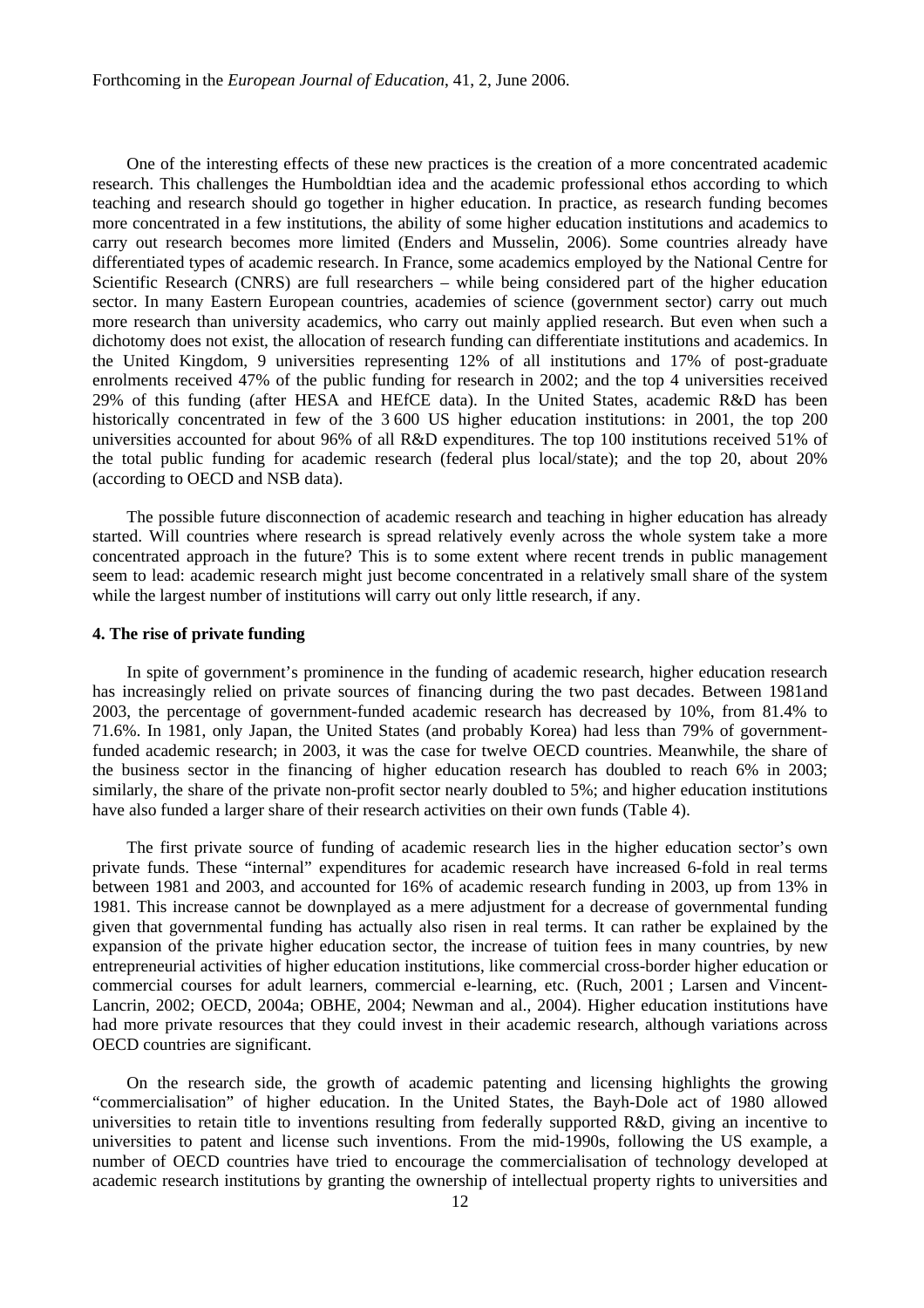One of the interesting effects of these new practices is the creation of a more concentrated academic research. This challenges the Humboldtian idea and the academic professional ethos according to which teaching and research should go together in higher education. In practice, as research funding becomes more concentrated in a few institutions, the ability of some higher education institutions and academics to carry out research becomes more limited (Enders and Musselin, 2006). Some countries already have differentiated types of academic research. In France, some academics employed by the National Centre for Scientific Research (CNRS) are full researchers – while being considered part of the higher education sector. In many Eastern European countries, academies of science (government sector) carry out much more research than university academics, who carry out mainly applied research. But even when such a dichotomy does not exist, the allocation of research funding can differentiate institutions and academics. In the United Kingdom, 9 universities representing 12% of all institutions and 17% of post-graduate enrolments received 47% of the public funding for research in 2002; and the top 4 universities received 29% of this funding (after HESA and HEfCE data). In the United States, academic R&D has been historically concentrated in few of the 3 600 US higher education institutions: in 2001, the top 200 universities accounted for about 96% of all R&D expenditures. The top 100 institutions received 51% of the total public funding for academic research (federal plus local/state); and the top 20, about 20% (according to OECD and NSB data).

The possible future disconnection of academic research and teaching in higher education has already started. Will countries where research is spread relatively evenly across the whole system take a more concentrated approach in the future? This is to some extent where recent trends in public management seem to lead: academic research might just become concentrated in a relatively small share of the system while the largest number of institutions will carry out only little research, if any.

#### 4. The rise of private funding

In spite of government's prominence in the funding of academic research, higher education research has increasingly relied on private sources of financing during the two past decades. Between 1981and 2003, the percentage of government-funded academic research has decreased by 10%, from 81.4% to 71.6%. In 1981, only Japan, the United States (and probably Korea) had less than 79% of government-funded academic research; in 2003, it was the case for twelve OECD countries. Meanwhile, the share of the business sector in the financing of higher education research has doubled to reach 6% in 2003; similarly, the share of the private non-profit sector nearly doubled to 5%; and higher education institutions have also funded a larger share of their research activities on their own funds (Table 4).

The first private source of funding of academic research lies in the higher education sector's own private funds. These "internal" expenditures for academic research have increased 6-fold in real terms between 1981 and 2003, and accounted for 16% of academic research funding in 2003, up from 13% in 1981. This increase cannot be downplayed as a mere adjustment for a decrease of governmental funding given that governmental funding has actually also risen in real terms. It can rather be explained by the expansion of the private higher education sector, the increase of tuition fees in many countries, by new entrepreneurial activities of higher education institutions, like commercial cross-border higher education or commercial courses for adult learners, commercial e-learning, etc. (Ruch, 2001 ; Larsen and Vincent-Lancrin, 2002; OECD, 2004a; OBHE, 2004; Newman and al., 2004). Higher education institutions have had more private resources that they could invest in their academic research, although variations across OECD countries are significant.

On the research side, the growth of academic patenting and licensing highlights the growing "commercialisation" of higher education. In the United States, the Bayh-Dole act of 1980 allowed universities to retain title to inventions resulting from federally supported R&D, giving an incentive to universities to patent and license such inventions. From the mid-1990s, following the US example, a number of OECD countries have tried to encourage the commercialisation of technology developed at academic research institutions by granting the ownership of intellectual property rights to universities and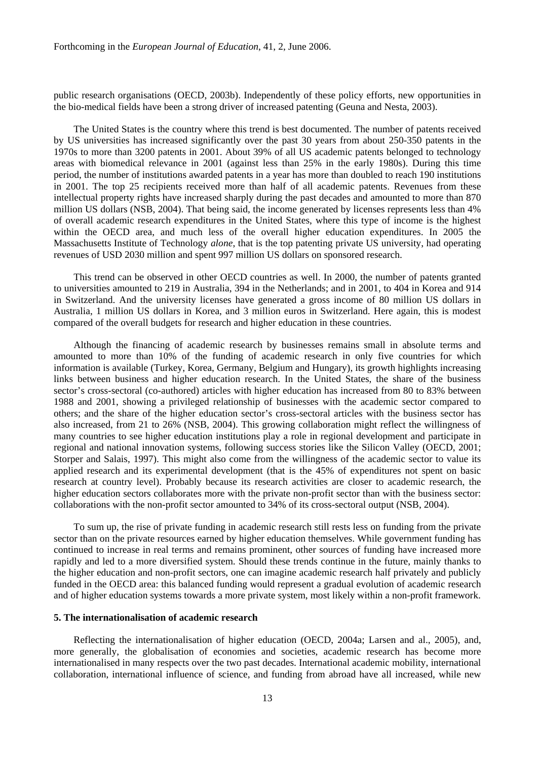public research organisations (OECD, 2003b). Independently of these policy efforts, new opportunities in the bio-medical fields have been a strong driver of increased patenting (Geuna and Nesta, 2003).

The United States is the country where this trend is best documented. The number of patents received by US universities has increased significantly over the past 30 years from about 250-350 patents in the 1970s to more than 3200 patents in 2001. About 39% of all US academic patents belonged to technology areas with biomedical relevance in 2001 (against less than 25% in the early 1980s). During this time period, the number of institutions awarded patents in a year has more than doubled to reach 190 institutions in 2001. The top 25 recipients received more than half of all academic patents. Revenues from these intellectual property rights have increased sharply during the past decades and amounted to more than 870 million US dollars (NSB, 2004). That being said, the income generated by licenses represents less than 4% of overall academic research expenditures in the United States, where this type of income is the highest within the OECD area, and much less of the overall higher education expenditures. In 2005 the Massachusetts Institute of Technology *alone*, that is the top patenting private US university, had operating revenues of USD 2030 million and spent 997 million US dollars on sponsored research.

This trend can be observed in other OECD countries as well. In 2000, the number of patents granted to universities amounted to 219 in Australia, 394 in the Netherlands; and in 2001, to 404 in Korea and 914 in Switzerland. And the university licenses have generated a gross income of 80 million US dollars in Australia, 1 million US dollars in Korea, and 3 million euros in Switzerland. Here again, this is modest compared of the overall budgets for research and higher education in these countries.

Although the financing of academic research by businesses remains small in absolute terms and amounted to more than 10% of the funding of academic research in only five countries for which information is available (Turkey, Korea, Germany, Belgium and Hungary), its growth highlights increasing links between business and higher education research. In the United States, the share of the business sector's cross-sectoral (co-authored) articles with higher education has increased from 80 to 83% between 1988 and 2001, showing a privileged relationship of businesses with the academic sector compared to others; and the share of the higher education sector's cross-sectoral articles with the business sector has also increased, from 21 to 26% (NSB, 2004). This growing collaboration might reflect the willingness of many countries to see higher education institutions play a role in regional development and participate in regional and national innovation systems, following success stories like the Silicon Valley (OECD, 2001; Storper and Salais, 1997). This might also come from the willingness of the academic sector to value its applied research and its experimental development (that is the 45% of expenditures not spent on basic research at country level). Probably because its research activities are closer to academic research, the higher education sectors collaborates more with the private non-profit sector than with the business sector: collaborations with the non-profit sector amounted to 34% of its cross-sectoral output (NSB, 2004).

To sum up, the rise of private funding in academic research still rests less on funding from the private sector than on the private resources earned by higher education themselves. While government funding has continued to increase in real terms and remains prominent, other sources of funding have increased more rapidly and led to a more diversified system. Should these trends continue in the future, mainly thanks to the higher education and non-profit sectors, one can imagine academic research half privately and publicly funded in the OECD area: this balanced funding would represent a gradual evolution of academic research and of higher education systems towards a more private system, most likely within a non-profit framework.

## 5. The internationalisation of academic research

Reflecting the internationalisation of higher education (OECD, 2004a; Larsen and al., 2005), and, more generally, the globalisation of economies and societies, academic research has become more internationalised in many respects over the two past decades. International academic mobility, international collaboration, international influence of science, and funding from abroad have all increased, while new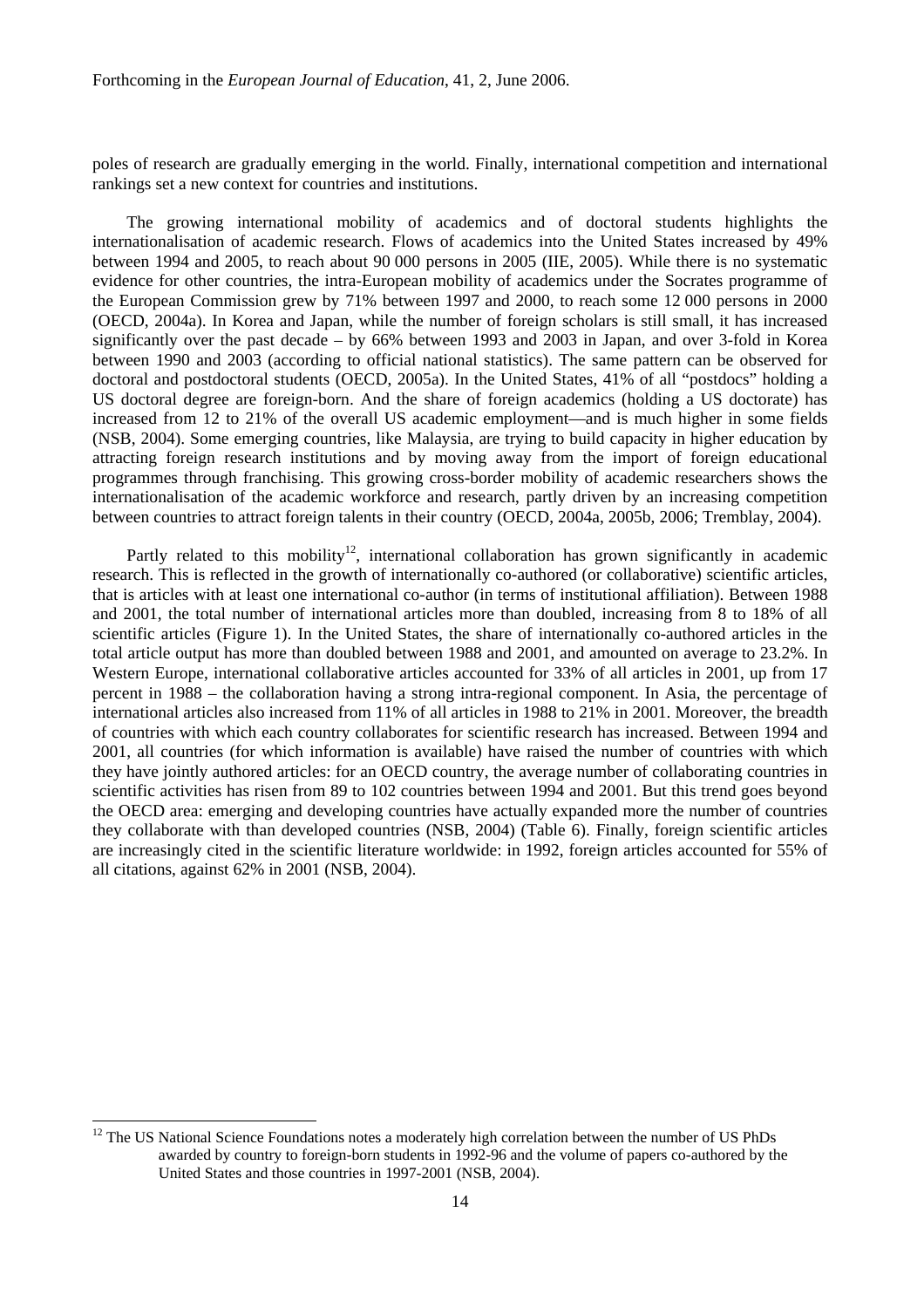poles of research are gradually emerging in the world. Finally, international competition and international rankings set a new context for countries and institutions.

The growing international mobility of academics and of doctoral students highlights the internationalisation of academic research. Flows of academics into the United States increased by 49% between 1994 and 2005, to reach about 90 000 persons in 2005 (IIE, 2005). While there is no systematic evidence for other countries, the intra-European mobility of academics under the Socrates programme of the European Commission grew by 71% between 1997 and 2000, to reach some 12 000 persons in 2000 (OECD, 2004a). In Korea and Japan, while the number of foreign scholars is still small, it has increased significantly over the past decade – by 66% between 1993 and 2003 in Japan, and over 3-fold in Korea between 1990 and 2003 (according to official national statistics). The same pattern can be observed for doctoral and postdoctoral students (OECD, 2005a). In the United States, 41% of all "postdocs" holding a US doctoral degree are foreign-born. And the share of foreign academics (holding a US doctorate) has increased from 12 to 21% of the overall US academic employment—and is much higher in some fields (NSB, 2004). Some emerging countries, like Malaysia, are trying to build capacity in higher education by attracting foreign research institutions and by moving away from the import of foreign educational programmes through franchising. This growing cross-border mobility of academic researchers shows the internationalisation of the academic workforce and research, partly driven by an increasing competition between countries to attract foreign talents in their country (OECD, 2004a, 2005b, 2006; Tremblay, 2004).

Partly related to this mobility[12], international collaboration has grown significantly in academic research. This is reflected in the growth of internationally co-authored (or collaborative) scientific articles, that is articles with at least one international co-author (in terms of institutional affiliation). Between 1988 and 2001, the total number of international articles more than doubled, increasing from 8 to 18% of all scientific articles (Figure 1). In the United States, the share of internationally co-authored articles in the total article output has more than doubled between 1988 and 2001, and amounted on average to 23.2%. In Western Europe, international collaborative articles accounted for 33% of all articles in 2001, up from 17 percent in 1988 – the collaboration having a strong intra-regional component. In Asia, the percentage of international articles also increased from 11% of all articles in 1988 to 21% in 2001. Moreover, the breadth of countries with which each country collaborates for scientific research has increased. Between 1994 and 2001, all countries (for which information is available) have raised the number of countries with which they have jointly authored articles: for an OECD country, the average number of collaborating countries in scientific activities has risen from 89 to 102 countries between 1994 and 2001. But this trend goes beyond the OECD area: emerging and developing countries have actually expanded more the number of countries they collaborate with than developed countries (NSB, 2004) (Table 6). Finally, foreign scientific articles are increasingly cited in the scientific literature worldwide: in 1992, foreign articles accounted for 55% of all citations, against 62% in 2001 (NSB, 2004).

[12] The US National Science Foundations notes a moderately high correlation between the number of US PhDs awarded by country to foreign-born students in 1992-96 and the volume of papers co-authored by the United States and those countries in 1997-2001 (NSB, 2004).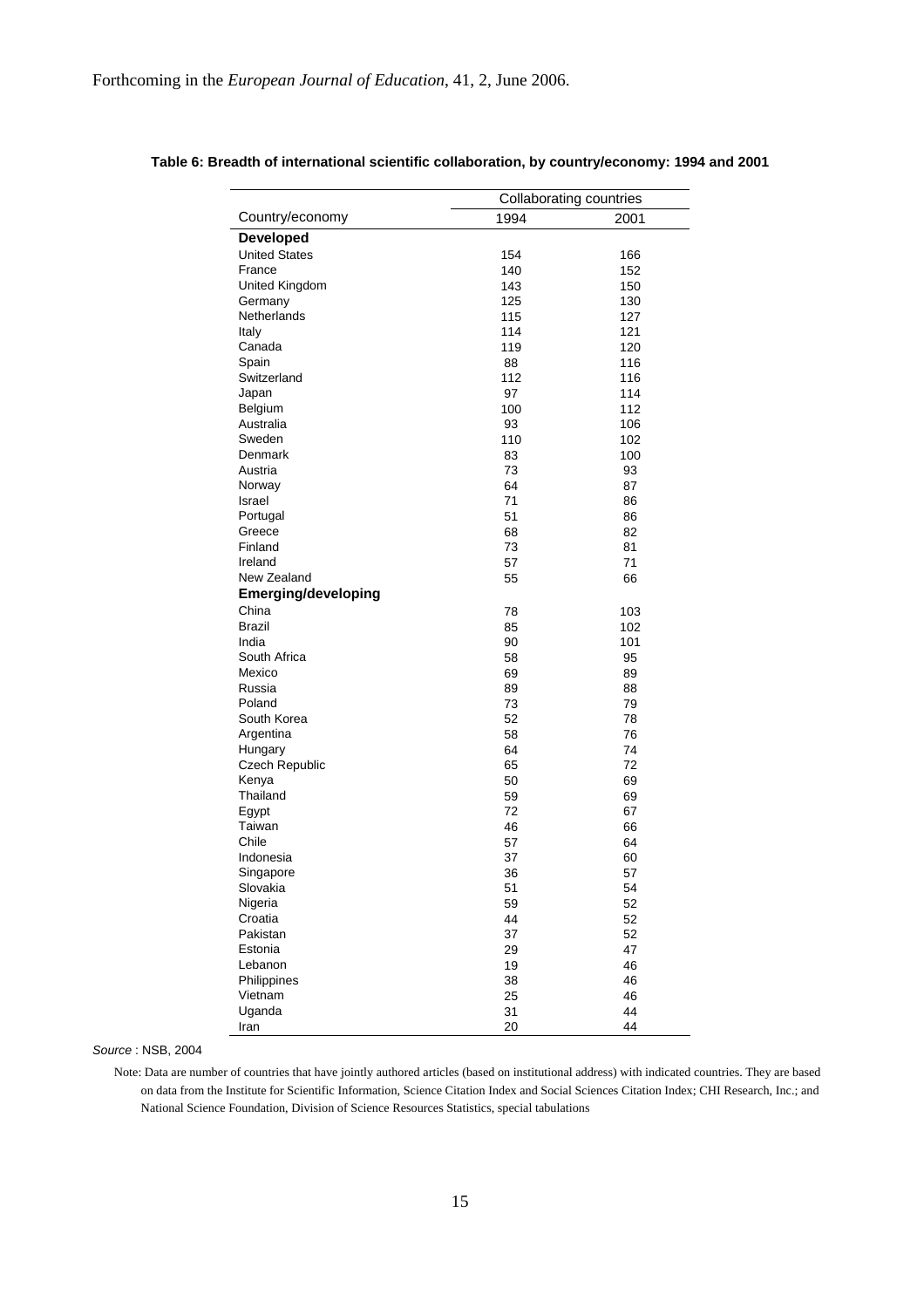Forthcoming in the *European Journal of Education*, 41, 2, June 2006.

**Table 6: Breadth of international scientific collaboration, by country/economy: 1994 and 2001**

| Country/economy | Collaborating countries 1994 | Collaborating countries 2001 |
|---|---|---|
| **Developed** | | |
| United States | 154 | 166 |
| France | 140 | 152 |
| United Kingdom | 143 | 150 |
| Germany | 125 | 130 |
| Netherlands | 115 | 127 |
| Italy | 114 | 121 |
| Canada | 119 | 120 |
| Spain | 88 | 116 |
| Switzerland | 112 | 116 |
| Japan | 97 | 114 |
| Belgium | 100 | 112 |
| Australia | 93 | 106 |
| Sweden | 110 | 102 |
| Denmark | 83 | 100 |
| Austria | 73 | 93 |
| Norway | 64 | 87 |
| Israel | 71 | 86 |
| Portugal | 51 | 86 |
| Greece | 68 | 82 |
| Finland | 73 | 81 |
| Ireland | 57 | 71 |
| New Zealand | 55 | 66 |
| **Emerging/developing** | | |
| China | 78 | 103 |
| Brazil | 85 | 102 |
| India | 90 | 101 |
| South Africa | 58 | 95 |
| Mexico | 69 | 89 |
| Russia | 89 | 88 |
| Poland | 73 | 79 |
| South Korea | 52 | 78 |
| Argentina | 58 | 76 |
| Hungary | 64 | 74 |
| Czech Republic | 65 | 72 |
| Kenya | 50 | 69 |
| Thailand | 59 | 69 |
| Egypt | 72 | 67 |
| Taiwan | 46 | 66 |
| Chile | 57 | 64 |
| Indonesia | 37 | 60 |
| Singapore | 36 | 57 |
| Slovakia | 51 | 54 |
| Nigeria | 59 | 52 |
| Croatia | 44 | 52 |
| Pakistan | 37 | 52 |
| Estonia | 29 | 47 |
| Lebanon | 19 | 46 |
| Philippines | 38 | 46 |
| Vietnam | 25 | 46 |
| Uganda | 31 | 44 |
| Iran | 20 | 44 |

*Source* : NSB, 2004

Note: Data are number of countries that have jointly authored articles (based on institutional address) with indicated countries. They are based on data from the Institute for Scientific Information, Science Citation Index and Social Sciences Citation Index; CHI Research, Inc.; and National Science Foundation, Division of Science Resources Statistics, special tabulations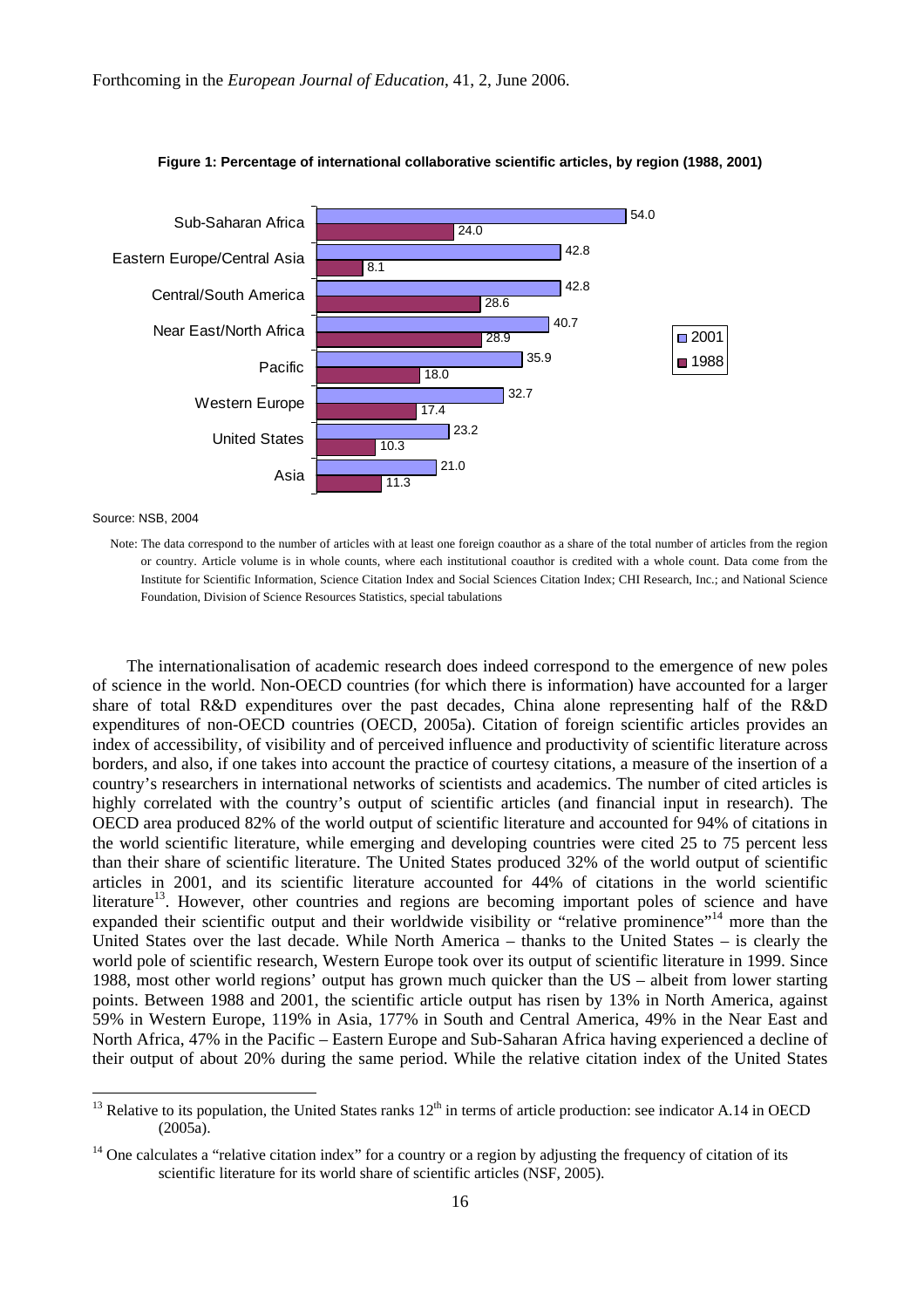**Figure 1: Percentage of international collaborative scientific articles, by region (1988, 2001)**

| Region | 2001 | 1988 |
|---|---|---|
| Sub-Saharan Africa | 54.0 | 24.0 |
| Eastern Europe/Central Asia | 42.8 | 8.1 |
| Central/South America | 42.8 | 28.6 |
| Near East/North Africa | 40.7 | 28.9 |
| Pacific | 35.9 | 18.0 |
| Western Europe | 32.7 | 17.4 |
| United States | 23.2 | 10.3 |
| Asia | 21.0 | 11.3 |

Source: NSB, 2004

Note: The data correspond to the number of articles with at least one foreign coauthor as a share of the total number of articles from the region or country. Article volume is in whole counts, where each institutional coauthor is credited with a whole count. Data come from the Institute for Scientific Information, Science Citation Index and Social Sciences Citation Index; CHI Research, Inc.; and National Science Foundation, Division of Science Resources Statistics, special tabulations

The internationalisation of academic research does indeed correspond to the emergence of new poles of science in the world. Non-OECD countries (for which there is information) have accounted for a larger share of total R&D expenditures over the past decades, China alone representing half of the R&D expenditures of non-OECD countries (OECD, 2005a). Citation of foreign scientific articles provides an index of accessibility, of visibility and of perceived influence and productivity of scientific literature across borders, and also, if one takes into account the practice of courtesy citations, a measure of the insertion of a country's researchers in international networks of scientists and academics. The number of cited articles is highly correlated with the country's output of scientific articles (and financial input in research). The OECD area produced 82% of the world output of scientific literature and accounted for 94% of citations in the world scientific literature, while emerging and developing countries were cited 25 to 75 percent less than their share of scientific literature. The United States produced 32% of the world output of scientific articles in 2001, and its scientific literature accounted for 44% of citations in the world scientific literature[13]. However, other countries and regions are becoming important poles of science and have expanded their scientific output and their worldwide visibility or "relative prominence"[14] more than the United States over the last decade. While North America – thanks to the United States – is clearly the world pole of scientific research, Western Europe took over its output of scientific literature in 1999. Since 1988, most other world regions' output has grown much quicker than the US – albeit from lower starting points. Between 1988 and 2001, the scientific article output has risen by 13% in North America, against 59% in Western Europe, 119% in Asia, 177% in South and Central America, 49% in the Near East and North Africa, 47% in the Pacific – Eastern Europe and Sub-Saharan Africa having experienced a decline of their output of about 20% during the same period. While the relative citation index of the United States

---

[13] Relative to its population, the United States ranks 12th in terms of article production: see indicator A.14 in OECD (2005a).

[14] One calculates a "relative citation index" for a country or a region by adjusting the frequency of citation of its scientific literature for its world share of scientific articles (NSF, 2005).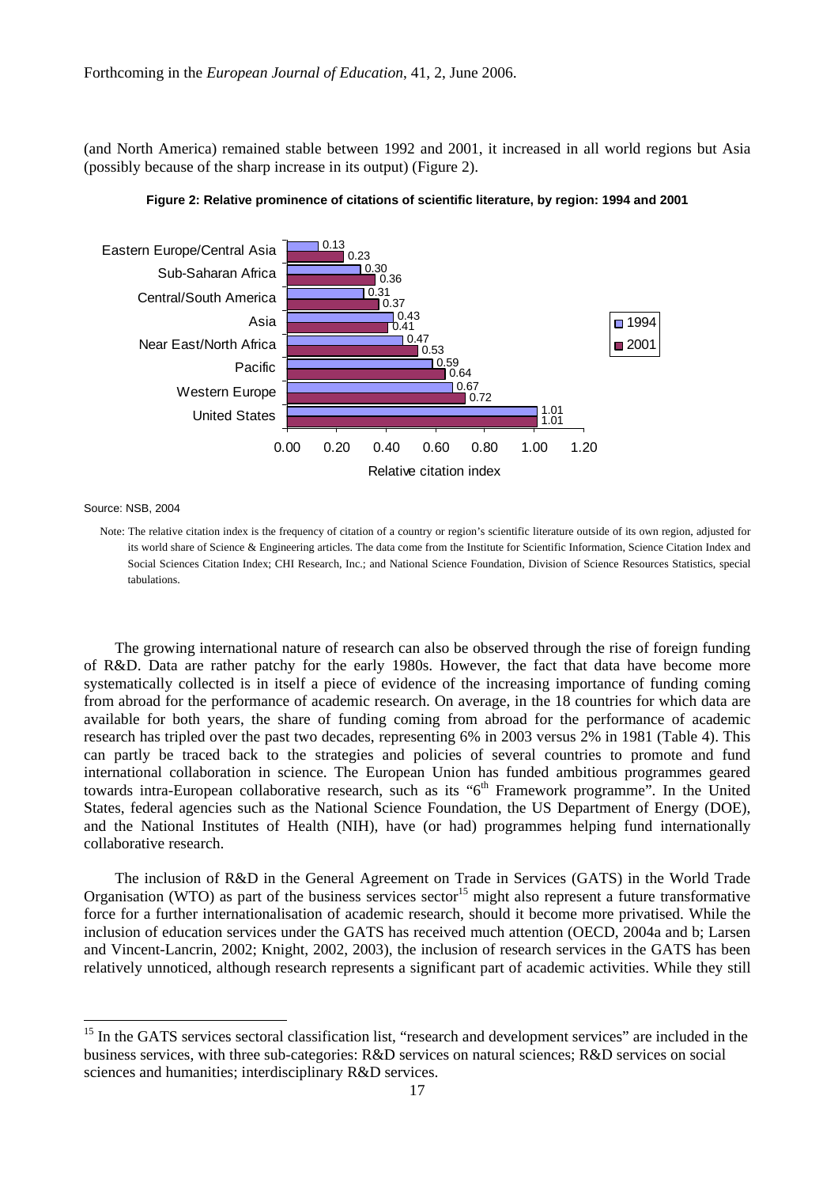(and North America) remained stable between 1992 and 2001, it increased in all world regions but Asia (possibly because of the sharp increase in its output) (Figure 2).

**Figure 2: Relative prominence of citations of scientific literature, by region: 1994 and 2001**

| Region | 1994 | 2001 |
|---|---|---|
| Eastern Europe/Central Asia | 0.13 | 0.23 |
| Sub-Saharan Africa | 0.30 | 0.36 |
| Central/South America | 0.31 | 0.37 |
| Asia | 0.43 | 0.41 |
| Near East/North Africa | 0.47 | 0.53 |
| Pacific | 0.59 | 0.64 |
| Western Europe | 0.67 | 0.72 |
| United States | 1.01 | 1.01 |

Relative citation index

Source: NSB, 2004

Note: The relative citation index is the frequency of citation of a country or region's scientific literature outside of its own region, adjusted for its world share of Science & Engineering articles. The data come from the Institute for Scientific Information, Science Citation Index and Social Sciences Citation Index; CHI Research, Inc.; and National Science Foundation, Division of Science Resources Statistics, special tabulations.

The growing international nature of research can also be observed through the rise of foreign funding of R&D. Data are rather patchy for the early 1980s. However, the fact that data have become more systematically collected is in itself a piece of evidence of the increasing importance of funding coming from abroad for the performance of academic research. On average, in the 18 countries for which data are available for both years, the share of funding coming from abroad for the performance of academic research has tripled over the past two decades, representing 6% in 2003 versus 2% in 1981 (Table 4). This can partly be traced back to the strategies and policies of several countries to promote and fund international collaboration in science. The European Union has funded ambitious programmes geared towards intra-European collaborative research, such as its "6th Framework programme". In the United States, federal agencies such as the National Science Foundation, the US Department of Energy (DOE), and the National Institutes of Health (NIH), have (or had) programmes helping fund internationally collaborative research.

The inclusion of R&D in the General Agreement on Trade in Services (GATS) in the World Trade Organisation (WTO) as part of the business services sector[15] might also represent a future transformative force for a further internationalisation of academic research, should it become more privatised. While the inclusion of education services under the GATS has received much attention (OECD, 2004a and b; Larsen and Vincent-Lancrin, 2002; Knight, 2002, 2003), the inclusion of research services in the GATS has been relatively unnoticed, although research represents a significant part of academic activities. While they still

[15] In the GATS services sectoral classification list, "research and development services" are included in the business services, with three sub-categories: R&D services on natural sciences; R&D services on social sciences and humanities; interdisciplinary R&D services.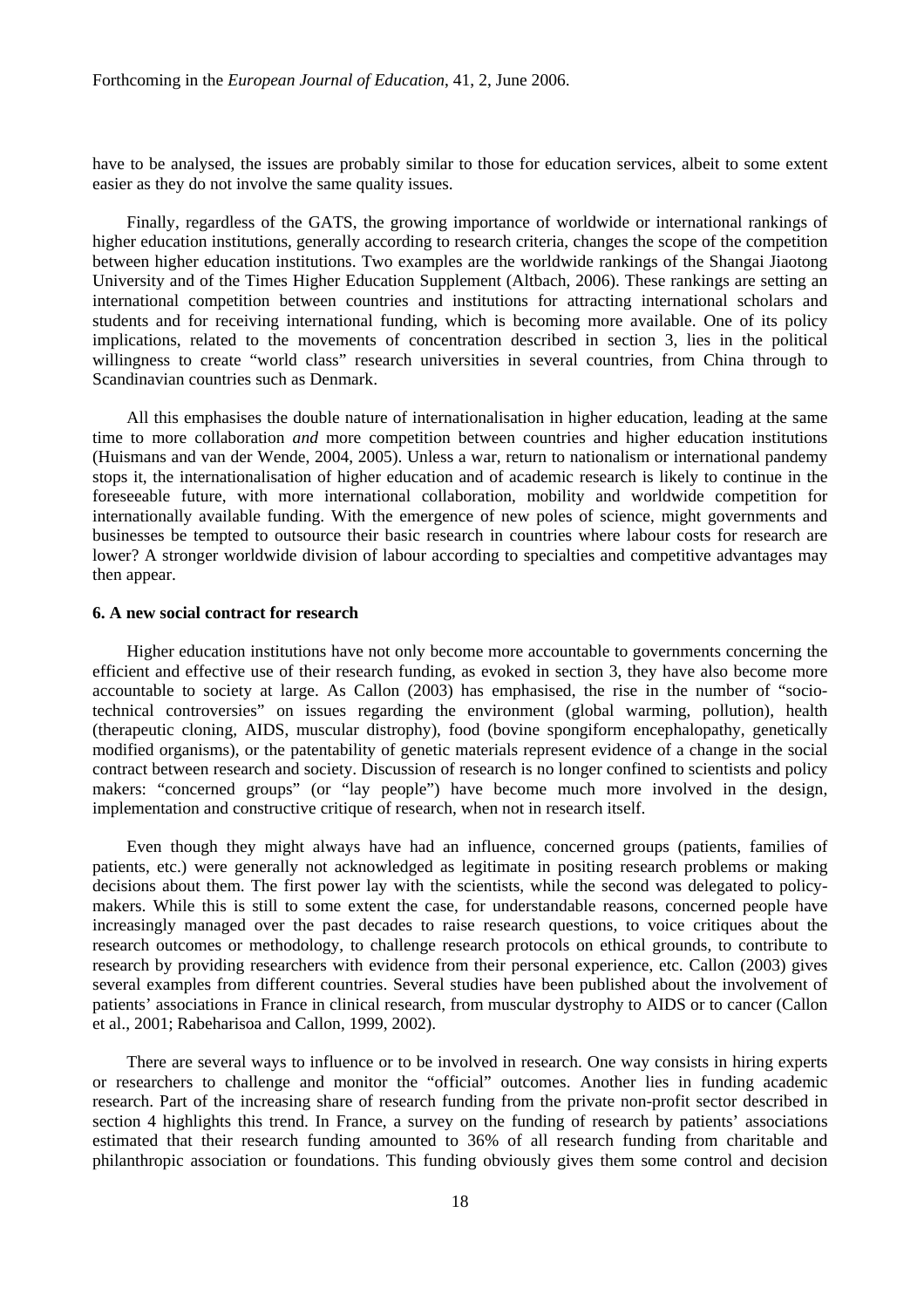have to be analysed, the issues are probably similar to those for education services, albeit to some extent easier as they do not involve the same quality issues.

Finally, regardless of the GATS, the growing importance of worldwide or international rankings of higher education institutions, generally according to research criteria, changes the scope of the competition between higher education institutions. Two examples are the worldwide rankings of the Shangai Jiaotong University and of the Times Higher Education Supplement (Altbach, 2006). These rankings are setting an international competition between countries and institutions for attracting international scholars and students and for receiving international funding, which is becoming more available. One of its policy implications, related to the movements of concentration described in section 3, lies in the political willingness to create "world class" research universities in several countries, from China through to Scandinavian countries such as Denmark.

All this emphasises the double nature of internationalisation in higher education, leading at the same time to more collaboration *and* more competition between countries and higher education institutions (Huismans and van der Wende, 2004, 2005). Unless a war, return to nationalism or international pandemy stops it, the internationalisation of higher education and of academic research is likely to continue in the foreseeable future, with more international collaboration, mobility and worldwide competition for internationally available funding. With the emergence of new poles of science, might governments and businesses be tempted to outsource their basic research in countries where labour costs for research are lower? A stronger worldwide division of labour according to specialties and competitive advantages may then appear.

**6. A new social contract for research**

Higher education institutions have not only become more accountable to governments concerning the efficient and effective use of their research funding, as evoked in section 3, they have also become more accountable to society at large. As Callon (2003) has emphasised, the rise in the number of "socio-technical controversies" on issues regarding the environment (global warming, pollution), health (therapeutic cloning, AIDS, muscular distrophy), food (bovine spongiform encephalopathy, genetically modified organisms), or the patentability of genetic materials represent evidence of a change in the social contract between research and society. Discussion of research is no longer confined to scientists and policy makers: "concerned groups" (or "lay people") have become much more involved in the design, implementation and constructive critique of research, when not in research itself.

Even though they might always have had an influence, concerned groups (patients, families of patients, etc.) were generally not acknowledged as legitimate in positing research problems or making decisions about them. The first power lay with the scientists, while the second was delegated to policy-makers. While this is still to some extent the case, for understandable reasons, concerned people have increasingly managed over the past decades to raise research questions, to voice critiques about the research outcomes or methodology, to challenge research protocols on ethical grounds, to contribute to research by providing researchers with evidence from their personal experience, etc. Callon (2003) gives several examples from different countries. Several studies have been published about the involvement of patients' associations in France in clinical research, from muscular dystrophy to AIDS or to cancer (Callon et al., 2001; Rabeharisoa and Callon, 1999, 2002).

There are several ways to influence or to be involved in research. One way consists in hiring experts or researchers to challenge and monitor the "official" outcomes. Another lies in funding academic research. Part of the increasing share of research funding from the private non-profit sector described in section 4 highlights this trend. In France, a survey on the funding of research by patients' associations estimated that their research funding amounted to 36% of all research funding from charitable and philanthropic association or foundations. This funding obviously gives them some control and decision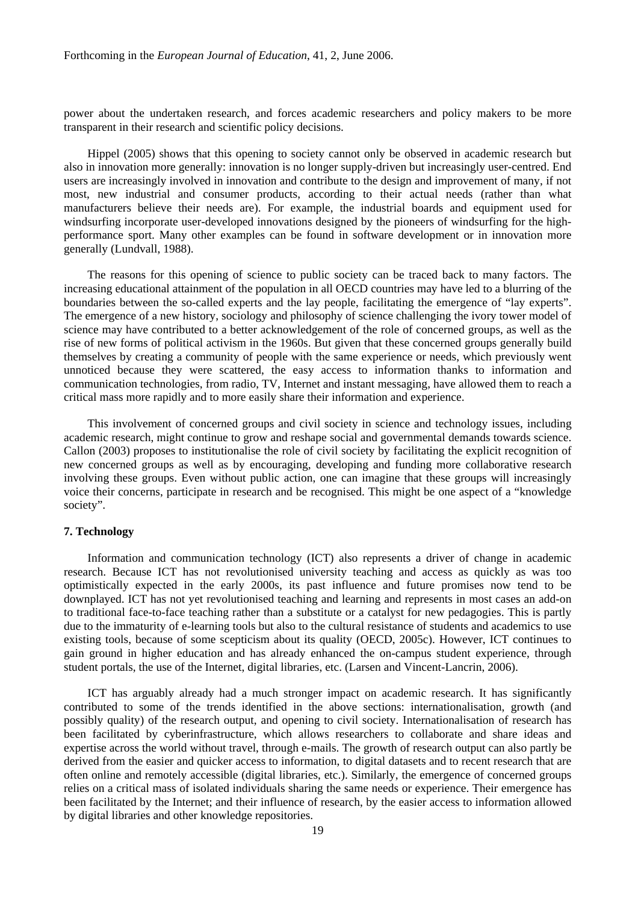power about the undertaken research, and forces academic researchers and policy makers to be more transparent in their research and scientific policy decisions.

Hippel (2005) shows that this opening to society cannot only be observed in academic research but also in innovation more generally: innovation is no longer supply-driven but increasingly user-centred. End users are increasingly involved in innovation and contribute to the design and improvement of many, if not most, new industrial and consumer products, according to their actual needs (rather than what manufacturers believe their needs are). For example, the industrial boards and equipment used for windsurfing incorporate user-developed innovations designed by the pioneers of windsurfing for the high-performance sport. Many other examples can be found in software development or in innovation more generally (Lundvall, 1988).

The reasons for this opening of science to public society can be traced back to many factors. The increasing educational attainment of the population in all OECD countries may have led to a blurring of the boundaries between the so-called experts and the lay people, facilitating the emergence of "lay experts". The emergence of a new history, sociology and philosophy of science challenging the ivory tower model of science may have contributed to a better acknowledgement of the role of concerned groups, as well as the rise of new forms of political activism in the 1960s. But given that these concerned groups generally build themselves by creating a community of people with the same experience or needs, which previously went unnoticed because they were scattered, the easy access to information thanks to information and communication technologies, from radio, TV, Internet and instant messaging, have allowed them to reach a critical mass more rapidly and to more easily share their information and experience.

This involvement of concerned groups and civil society in science and technology issues, including academic research, might continue to grow and reshape social and governmental demands towards science. Callon (2003) proposes to institutionalise the role of civil society by facilitating the explicit recognition of new concerned groups as well as by encouraging, developing and funding more collaborative research involving these groups. Even without public action, one can imagine that these groups will increasingly voice their concerns, participate in research and be recognised. This might be one aspect of a "knowledge society".

### 7. Technology

Information and communication technology (ICT) also represents a driver of change in academic research. Because ICT has not revolutionised university teaching and access as quickly as was too optimistically expected in the early 2000s, its past influence and future promises now tend to be downplayed. ICT has not yet revolutionised teaching and learning and represents in most cases an add-on to traditional face-to-face teaching rather than a substitute or a catalyst for new pedagogies. This is partly due to the immaturity of e-learning tools but also to the cultural resistance of students and academics to use existing tools, because of some scepticism about its quality (OECD, 2005c). However, ICT continues to gain ground in higher education and has already enhanced the on-campus student experience, through student portals, the use of the Internet, digital libraries, etc. (Larsen and Vincent-Lancrin, 2006).

ICT has arguably already had a much stronger impact on academic research. It has significantly contributed to some of the trends identified in the above sections: internationalisation, growth (and possibly quality) of the research output, and opening to civil society. Internationalisation of research has been facilitated by cyberinfrastructure, which allows researchers to collaborate and share ideas and expertise across the world without travel, through e-mails. The growth of research output can also partly be derived from the easier and quicker access to information, to digital datasets and to recent research that are often online and remotely accessible (digital libraries, etc.). Similarly, the emergence of concerned groups relies on a critical mass of isolated individuals sharing the same needs or experience. Their emergence has been facilitated by the Internet; and their influence of research, by the easier access to information allowed by digital libraries and other knowledge repositories.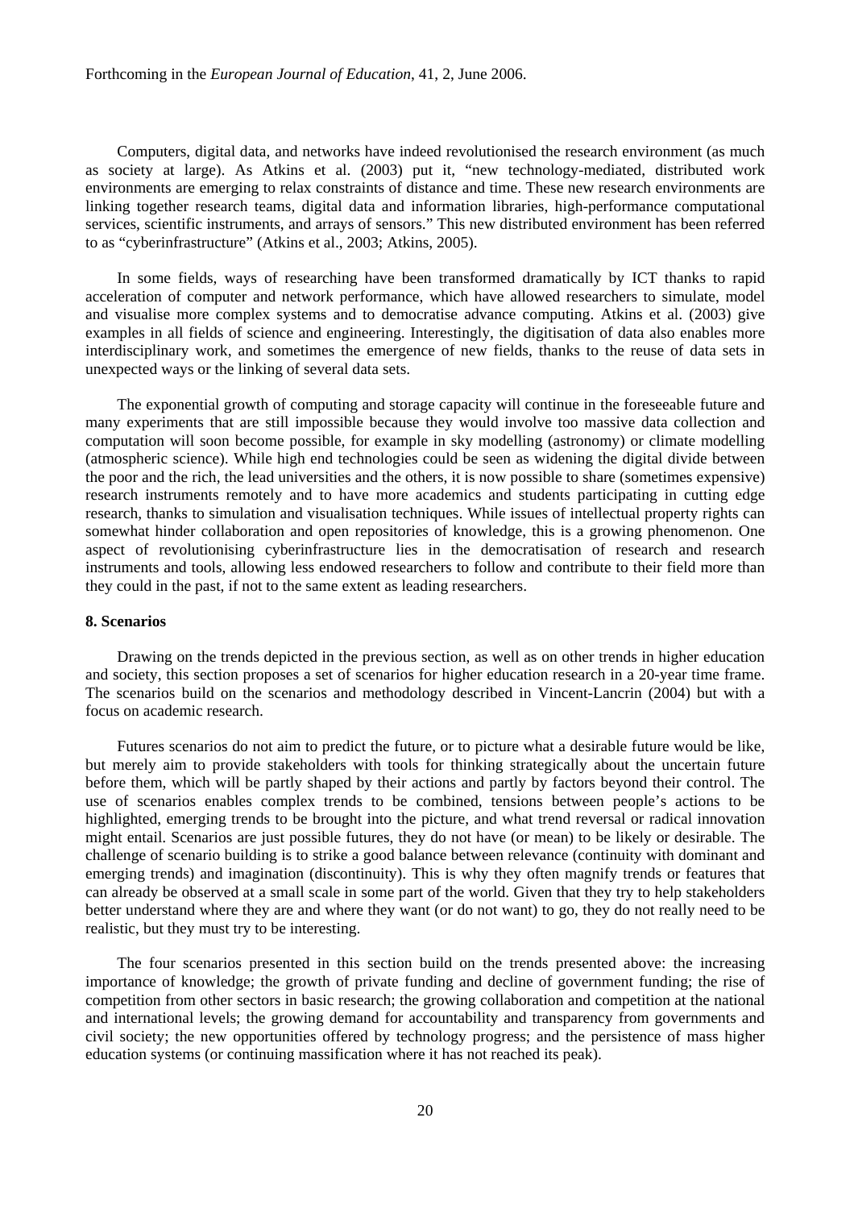Computers, digital data, and networks have indeed revolutionised the research environment (as much as society at large). As Atkins et al. (2003) put it, "new technology-mediated, distributed work environments are emerging to relax constraints of distance and time. These new research environments are linking together research teams, digital data and information libraries, high-performance computational services, scientific instruments, and arrays of sensors." This new distributed environment has been referred to as "cyberinfrastructure" (Atkins et al., 2003; Atkins, 2005).

In some fields, ways of researching have been transformed dramatically by ICT thanks to rapid acceleration of computer and network performance, which have allowed researchers to simulate, model and visualise more complex systems and to democratise advance computing. Atkins et al. (2003) give examples in all fields of science and engineering. Interestingly, the digitisation of data also enables more interdisciplinary work, and sometimes the emergence of new fields, thanks to the reuse of data sets in unexpected ways or the linking of several data sets.

The exponential growth of computing and storage capacity will continue in the foreseeable future and many experiments that are still impossible because they would involve too massive data collection and computation will soon become possible, for example in sky modelling (astronomy) or climate modelling (atmospheric science). While high end technologies could be seen as widening the digital divide between the poor and the rich, the lead universities and the others, it is now possible to share (sometimes expensive) research instruments remotely and to have more academics and students participating in cutting edge research, thanks to simulation and visualisation techniques. While issues of intellectual property rights can somewhat hinder collaboration and open repositories of knowledge, this is a growing phenomenon. One aspect of revolutionising cyberinfrastructure lies in the democratisation of research and research instruments and tools, allowing less endowed researchers to follow and contribute to their field more than they could in the past, if not to the same extent as leading researchers.

**8. Scenarios**

Drawing on the trends depicted in the previous section, as well as on other trends in higher education and society, this section proposes a set of scenarios for higher education research in a 20-year time frame. The scenarios build on the scenarios and methodology described in Vincent-Lancrin (2004) but with a focus on academic research.

Futures scenarios do not aim to predict the future, or to picture what a desirable future would be like, but merely aim to provide stakeholders with tools for thinking strategically about the uncertain future before them, which will be partly shaped by their actions and partly by factors beyond their control. The use of scenarios enables complex trends to be combined, tensions between people's actions to be highlighted, emerging trends to be brought into the picture, and what trend reversal or radical innovation might entail. Scenarios are just possible futures, they do not have (or mean) to be likely or desirable. The challenge of scenario building is to strike a good balance between relevance (continuity with dominant and emerging trends) and imagination (discontinuity). This is why they often magnify trends or features that can already be observed at a small scale in some part of the world. Given that they try to help stakeholders better understand where they are and where they want (or do not want) to go, they do not really need to be realistic, but they must try to be interesting.

The four scenarios presented in this section build on the trends presented above: the increasing importance of knowledge; the growth of private funding and decline of government funding; the rise of competition from other sectors in basic research; the growing collaboration and competition at the national and international levels; the growing demand for accountability and transparency from governments and civil society; the new opportunities offered by technology progress; and the persistence of mass higher education systems (or continuing massification where it has not reached its peak).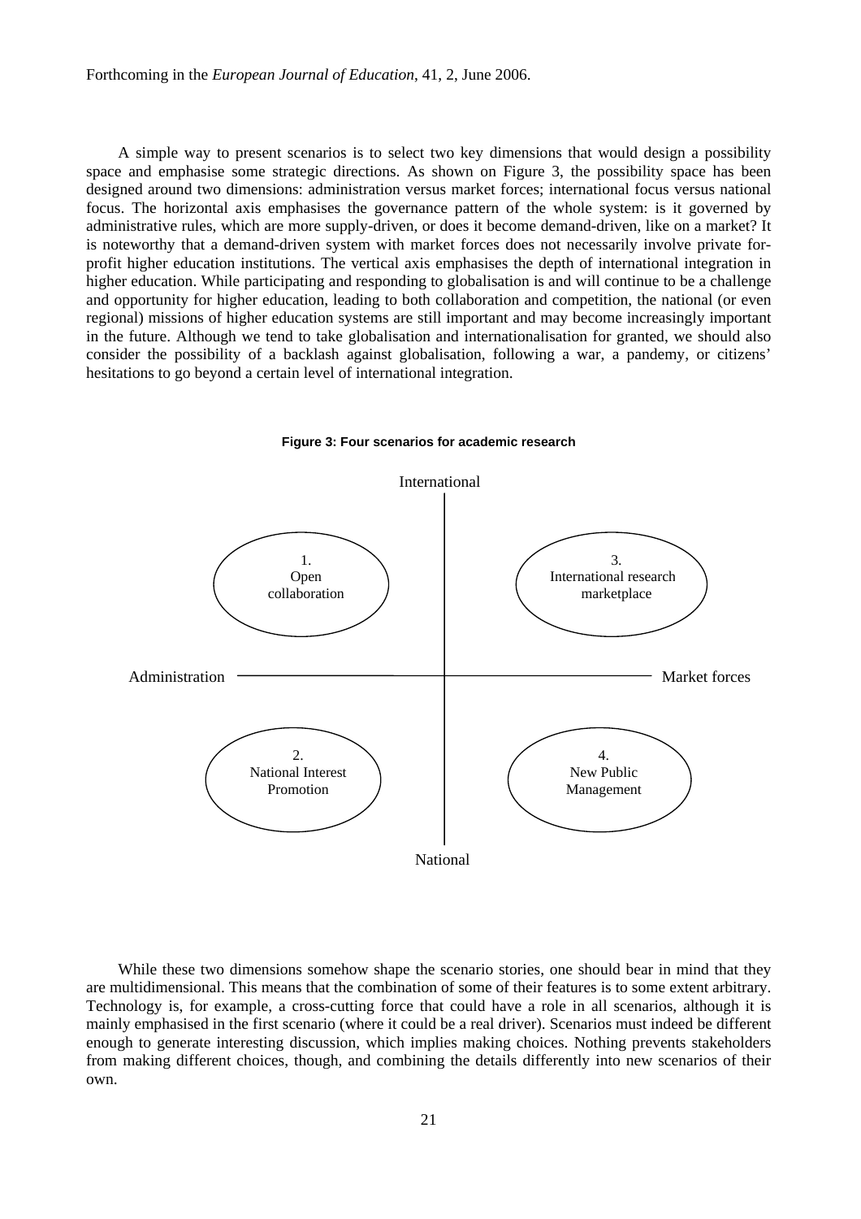A simple way to present scenarios is to select two key dimensions that would design a possibility space and emphasise some strategic directions. As shown on Figure 3, the possibility space has been designed around two dimensions: administration versus market forces; international focus versus national focus. The horizontal axis emphasises the governance pattern of the whole system: is it governed by administrative rules, which are more supply-driven, or does it become demand-driven, like on a market? It is noteworthy that a demand-driven system with market forces does not necessarily involve private for-profit higher education institutions. The vertical axis emphasises the depth of international integration in higher education. While participating and responding to globalisation is and will continue to be a challenge and opportunity for higher education, leading to both collaboration and competition, the national (or even regional) missions of higher education systems are still important and may become increasingly important in the future. Although we tend to take globalisation and internationalisation for granted, we should also consider the possibility of a backlash against globalisation, following a war, a pandemy, or citizens' hesitations to go beyond a certain level of international integration.

**Figure 3: Four scenarios for academic research**

International

1. Open collaboration

3. International research marketplace

Administration

Market forces

2. National Interest Promotion

4. New Public Management

National

While these two dimensions somehow shape the scenario stories, one should bear in mind that they are multidimensional. This means that the combination of some of their features is to some extent arbitrary. Technology is, for example, a cross-cutting force that could have a role in all scenarios, although it is mainly emphasised in the first scenario (where it could be a real driver). Scenarios must indeed be different enough to generate interesting discussion, which implies making choices. Nothing prevents stakeholders from making different choices, though, and combining the details differently into new scenarios of their own.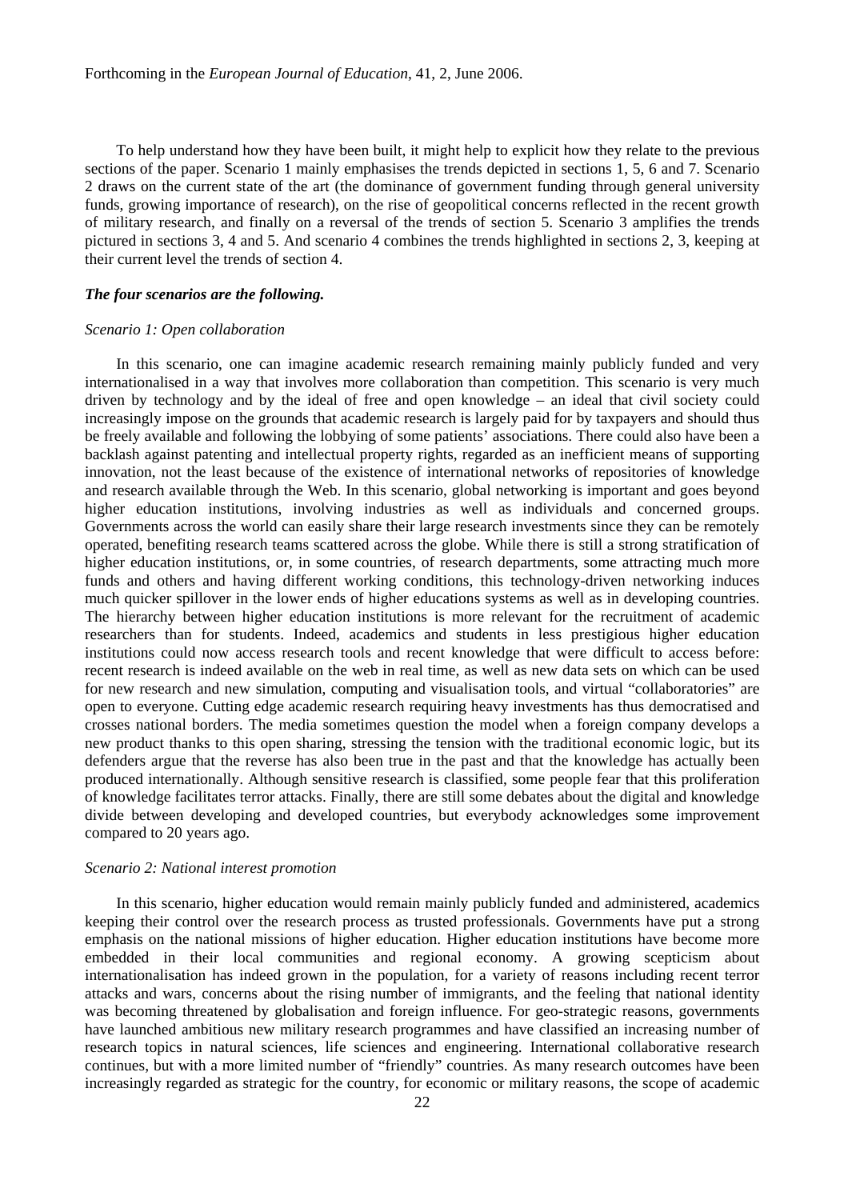To help understand how they have been built, it might help to explicit how they relate to the previous sections of the paper. Scenario 1 mainly emphasises the trends depicted in sections 1, 5, 6 and 7. Scenario 2 draws on the current state of the art (the dominance of government funding through general university funds, growing importance of research), on the rise of geopolitical concerns reflected in the recent growth of military research, and finally on a reversal of the trends of section 5. Scenario 3 amplifies the trends pictured in sections 3, 4 and 5. And scenario 4 combines the trends highlighted in sections 2, 3, keeping at their current level the trends of section 4.

***The four scenarios are the following.***

*Scenario 1: Open collaboration*

In this scenario, one can imagine academic research remaining mainly publicly funded and very internationalised in a way that involves more collaboration than competition. This scenario is very much driven by technology and by the ideal of free and open knowledge – an ideal that civil society could increasingly impose on the grounds that academic research is largely paid for by taxpayers and should thus be freely available and following the lobbying of some patients' associations. There could also have been a backlash against patenting and intellectual property rights, regarded as an inefficient means of supporting innovation, not the least because of the existence of international networks of repositories of knowledge and research available through the Web. In this scenario, global networking is important and goes beyond higher education institutions, involving industries as well as individuals and concerned groups. Governments across the world can easily share their large research investments since they can be remotely operated, benefiting research teams scattered across the globe. While there is still a strong stratification of higher education institutions, or, in some countries, of research departments, some attracting much more funds and others and having different working conditions, this technology-driven networking induces much quicker spillover in the lower ends of higher educations systems as well as in developing countries. The hierarchy between higher education institutions is more relevant for the recruitment of academic researchers than for students. Indeed, academics and students in less prestigious higher education institutions could now access research tools and recent knowledge that were difficult to access before: recent research is indeed available on the web in real time, as well as new data sets on which can be used for new research and new simulation, computing and visualisation tools, and virtual "collaboratories" are open to everyone. Cutting edge academic research requiring heavy investments has thus democratised and crosses national borders. The media sometimes question the model when a foreign company develops a new product thanks to this open sharing, stressing the tension with the traditional economic logic, but its defenders argue that the reverse has also been true in the past and that the knowledge has actually been produced internationally. Although sensitive research is classified, some people fear that this proliferation of knowledge facilitates terror attacks. Finally, there are still some debates about the digital and knowledge divide between developing and developed countries, but everybody acknowledges some improvement compared to 20 years ago.

*Scenario 2: National interest promotion*

In this scenario, higher education would remain mainly publicly funded and administered, academics keeping their control over the research process as trusted professionals. Governments have put a strong emphasis on the national missions of higher education. Higher education institutions have become more embedded in their local communities and regional economy. A growing scepticism about internationalisation has indeed grown in the population, for a variety of reasons including recent terror attacks and wars, concerns about the rising number of immigrants, and the feeling that national identity was becoming threatened by globalisation and foreign influence. For geo-strategic reasons, governments have launched ambitious new military research programmes and have classified an increasing number of research topics in natural sciences, life sciences and engineering. International collaborative research continues, but with a more limited number of "friendly" countries. As many research outcomes have been increasingly regarded as strategic for the country, for economic or military reasons, the scope of academic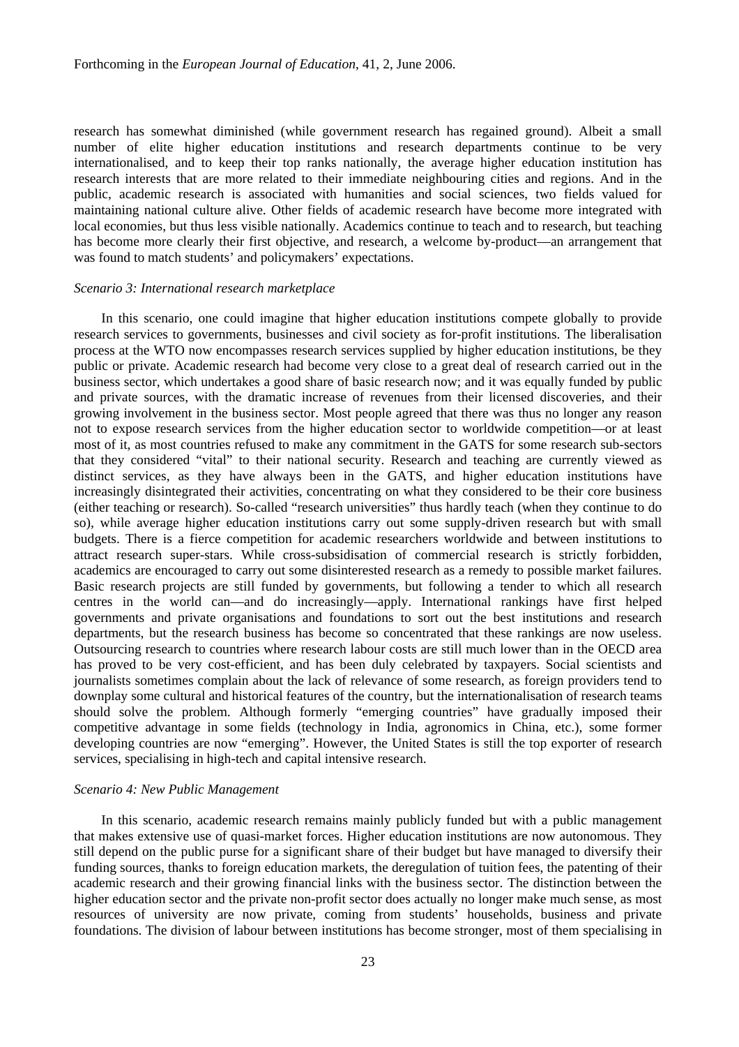research has somewhat diminished (while government research has regained ground). Albeit a small number of elite higher education institutions and research departments continue to be very internationalised, and to keep their top ranks nationally, the average higher education institution has research interests that are more related to their immediate neighbouring cities and regions. And in the public, academic research is associated with humanities and social sciences, two fields valued for maintaining national culture alive. Other fields of academic research have become more integrated with local economies, but thus less visible nationally. Academics continue to teach and to research, but teaching has become more clearly their first objective, and research, a welcome by-product—an arrangement that was found to match students' and policymakers' expectations.

*Scenario 3: International research marketplace*

In this scenario, one could imagine that higher education institutions compete globally to provide research services to governments, businesses and civil society as for-profit institutions. The liberalisation process at the WTO now encompasses research services supplied by higher education institutions, be they public or private. Academic research had become very close to a great deal of research carried out in the business sector, which undertakes a good share of basic research now; and it was equally funded by public and private sources, with the dramatic increase of revenues from their licensed discoveries, and their growing involvement in the business sector. Most people agreed that there was thus no longer any reason not to expose research services from the higher education sector to worldwide competition—or at least most of it, as most countries refused to make any commitment in the GATS for some research sub-sectors that they considered "vital" to their national security. Research and teaching are currently viewed as distinct services, as they have always been in the GATS, and higher education institutions have increasingly disintegrated their activities, concentrating on what they considered to be their core business (either teaching or research). So-called "research universities" thus hardly teach (when they continue to do so), while average higher education institutions carry out some supply-driven research but with small budgets. There is a fierce competition for academic researchers worldwide and between institutions to attract research super-stars. While cross-subsidisation of commercial research is strictly forbidden, academics are encouraged to carry out some disinterested research as a remedy to possible market failures. Basic research projects are still funded by governments, but following a tender to which all research centres in the world can—and do increasingly—apply. International rankings have first helped governments and private organisations and foundations to sort out the best institutions and research departments, but the research business has become so concentrated that these rankings are now useless. Outsourcing research to countries where research labour costs are still much lower than in the OECD area has proved to be very cost-efficient, and has been duly celebrated by taxpayers. Social scientists and journalists sometimes complain about the lack of relevance of some research, as foreign providers tend to downplay some cultural and historical features of the country, but the internationalisation of research teams should solve the problem. Although formerly "emerging countries" have gradually imposed their competitive advantage in some fields (technology in India, agronomics in China, etc.), some former developing countries are now "emerging". However, the United States is still the top exporter of research services, specialising in high-tech and capital intensive research.

*Scenario 4: New Public Management*

In this scenario, academic research remains mainly publicly funded but with a public management that makes extensive use of quasi-market forces. Higher education institutions are now autonomous. They still depend on the public purse for a significant share of their budget but have managed to diversify their funding sources, thanks to foreign education markets, the deregulation of tuition fees, the patenting of their academic research and their growing financial links with the business sector. The distinction between the higher education sector and the private non-profit sector does actually no longer make much sense, as most resources of university are now private, coming from students' households, business and private foundations. The division of labour between institutions has become stronger, most of them specialising in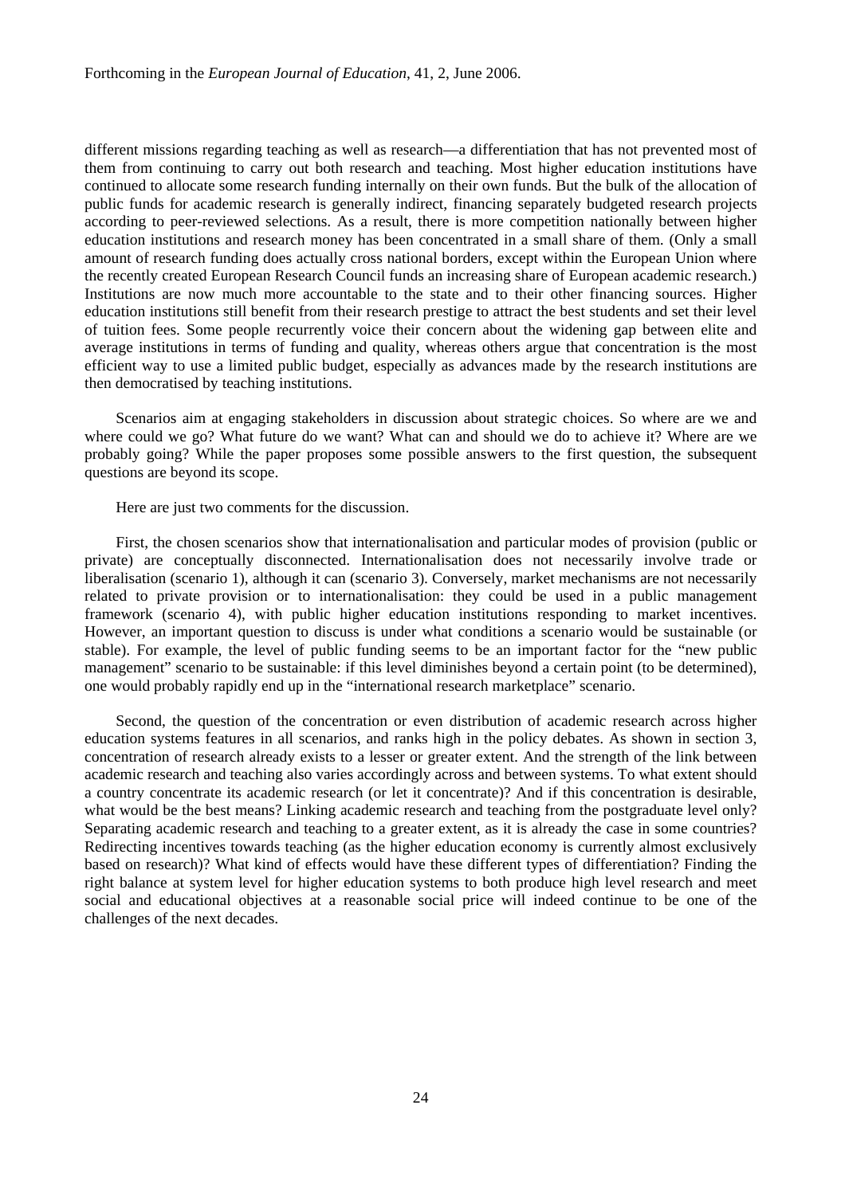different missions regarding teaching as well as research—a differentiation that has not prevented most of them from continuing to carry out both research and teaching. Most higher education institutions have continued to allocate some research funding internally on their own funds. But the bulk of the allocation of public funds for academic research is generally indirect, financing separately budgeted research projects according to peer-reviewed selections. As a result, there is more competition nationally between higher education institutions and research money has been concentrated in a small share of them. (Only a small amount of research funding does actually cross national borders, except within the European Union where the recently created European Research Council funds an increasing share of European academic research.) Institutions are now much more accountable to the state and to their other financing sources. Higher education institutions still benefit from their research prestige to attract the best students and set their level of tuition fees. Some people recurrently voice their concern about the widening gap between elite and average institutions in terms of funding and quality, whereas others argue that concentration is the most efficient way to use a limited public budget, especially as advances made by the research institutions are then democratised by teaching institutions.

Scenarios aim at engaging stakeholders in discussion about strategic choices. So where are we and where could we go? What future do we want? What can and should we do to achieve it? Where are we probably going? While the paper proposes some possible answers to the first question, the subsequent questions are beyond its scope.

Here are just two comments for the discussion.

First, the chosen scenarios show that internationalisation and particular modes of provision (public or private) are conceptually disconnected. Internationalisation does not necessarily involve trade or liberalisation (scenario 1), although it can (scenario 3). Conversely, market mechanisms are not necessarily related to private provision or to internationalisation: they could be used in a public management framework (scenario 4), with public higher education institutions responding to market incentives. However, an important question to discuss is under what conditions a scenario would be sustainable (or stable). For example, the level of public funding seems to be an important factor for the "new public management" scenario to be sustainable: if this level diminishes beyond a certain point (to be determined), one would probably rapidly end up in the "international research marketplace" scenario.

Second, the question of the concentration or even distribution of academic research across higher education systems features in all scenarios, and ranks high in the policy debates. As shown in section 3, concentration of research already exists to a lesser or greater extent. And the strength of the link between academic research and teaching also varies accordingly across and between systems. To what extent should a country concentrate its academic research (or let it concentrate)? And if this concentration is desirable, what would be the best means? Linking academic research and teaching from the postgraduate level only? Separating academic research and teaching to a greater extent, as it is already the case in some countries? Redirecting incentives towards teaching (as the higher education economy is currently almost exclusively based on research)? What kind of effects would have these different types of differentiation? Finding the right balance at system level for higher education systems to both produce high level research and meet social and educational objectives at a reasonable social price will indeed continue to be one of the challenges of the next decades.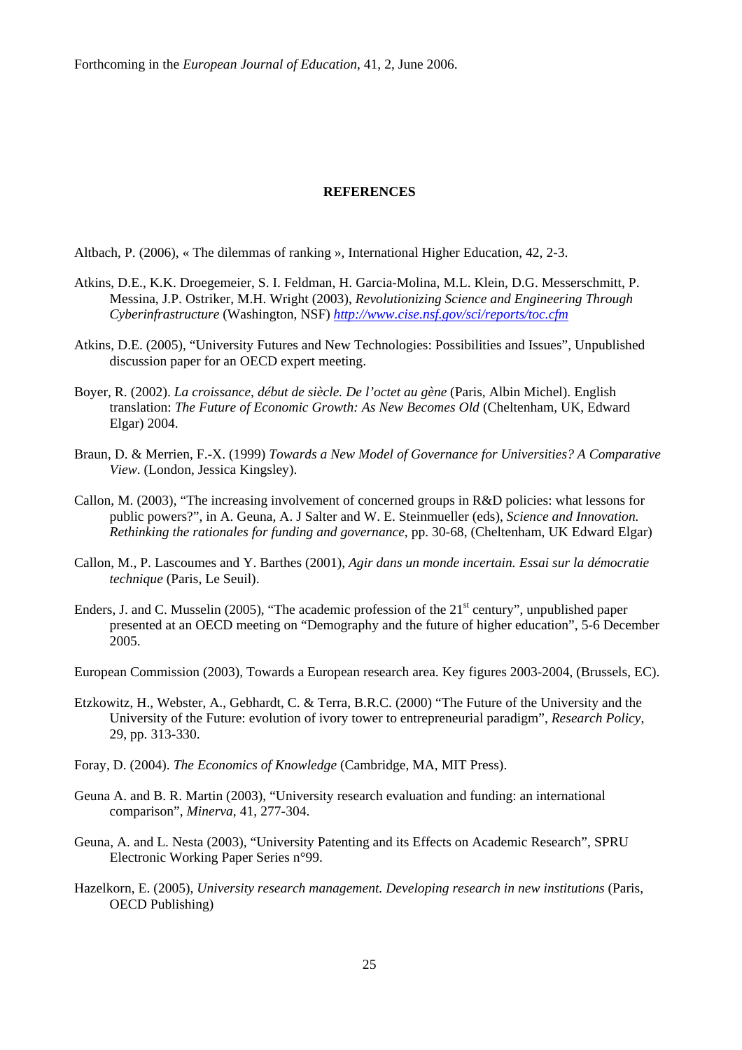Forthcoming in the *European Journal of Education*, 41, 2, June 2006.

## REFERENCES

Altbach, P. (2006), « The dilemmas of ranking », International Higher Education, 42, 2-3.

Atkins, D.E., K.K. Droegemeier, S. I. Feldman, H. Garcia-Molina, M.L. Klein, D.G. Messerschmitt, P. Messina, J.P. Ostriker, M.H. Wright (2003), *Revolutionizing Science and Engineering Through Cyberinfrastructure* (Washington, NSF) http://www.cise.nsf.gov/sci/reports/toc.cfm

Atkins, D.E. (2005), "University Futures and New Technologies: Possibilities and Issues", Unpublished discussion paper for an OECD expert meeting.

Boyer, R. (2002). *La croissance, début de siècle. De l'octet au gène* (Paris, Albin Michel). English translation: *The Future of Economic Growth: As New Becomes Old* (Cheltenham, UK, Edward Elgar) 2004.

Braun, D. & Merrien, F.-X. (1999) *Towards a New Model of Governance for Universities? A Comparative View*. (London, Jessica Kingsley).

Callon, M. (2003), "The increasing involvement of concerned groups in R&D policies: what lessons for public powers?", in A. Geuna, A. J Salter and W. E. Steinmueller (eds), *Science and Innovation. Rethinking the rationales for funding and governance*, pp. 30-68, (Cheltenham, UK Edward Elgar)

Callon, M., P. Lascoumes and Y. Barthes (2001), *Agir dans un monde incertain. Essai sur la démocratie technique* (Paris, Le Seuil).

Enders, J. and C. Musselin (2005), "The academic profession of the 21st century", unpublished paper presented at an OECD meeting on "Demography and the future of higher education", 5-6 December 2005.

European Commission (2003), Towards a European research area. Key figures 2003-2004, (Brussels, EC).

Etzkowitz, H., Webster, A., Gebhardt, C. & Terra, B.R.C. (2000) "The Future of the University and the University of the Future: evolution of ivory tower to entrepreneurial paradigm", *Research Policy*, 29, pp. 313-330.

Foray, D. (2004). *The Economics of Knowledge* (Cambridge, MA, MIT Press).

Geuna A. and B. R. Martin (2003), "University research evaluation and funding: an international comparison", *Minerva*, 41, 277-304.

Geuna, A. and L. Nesta (2003), "University Patenting and its Effects on Academic Research", SPRU Electronic Working Paper Series n°99.

Hazelkorn, E. (2005), *University research management. Developing research in new institutions* (Paris, OECD Publishing)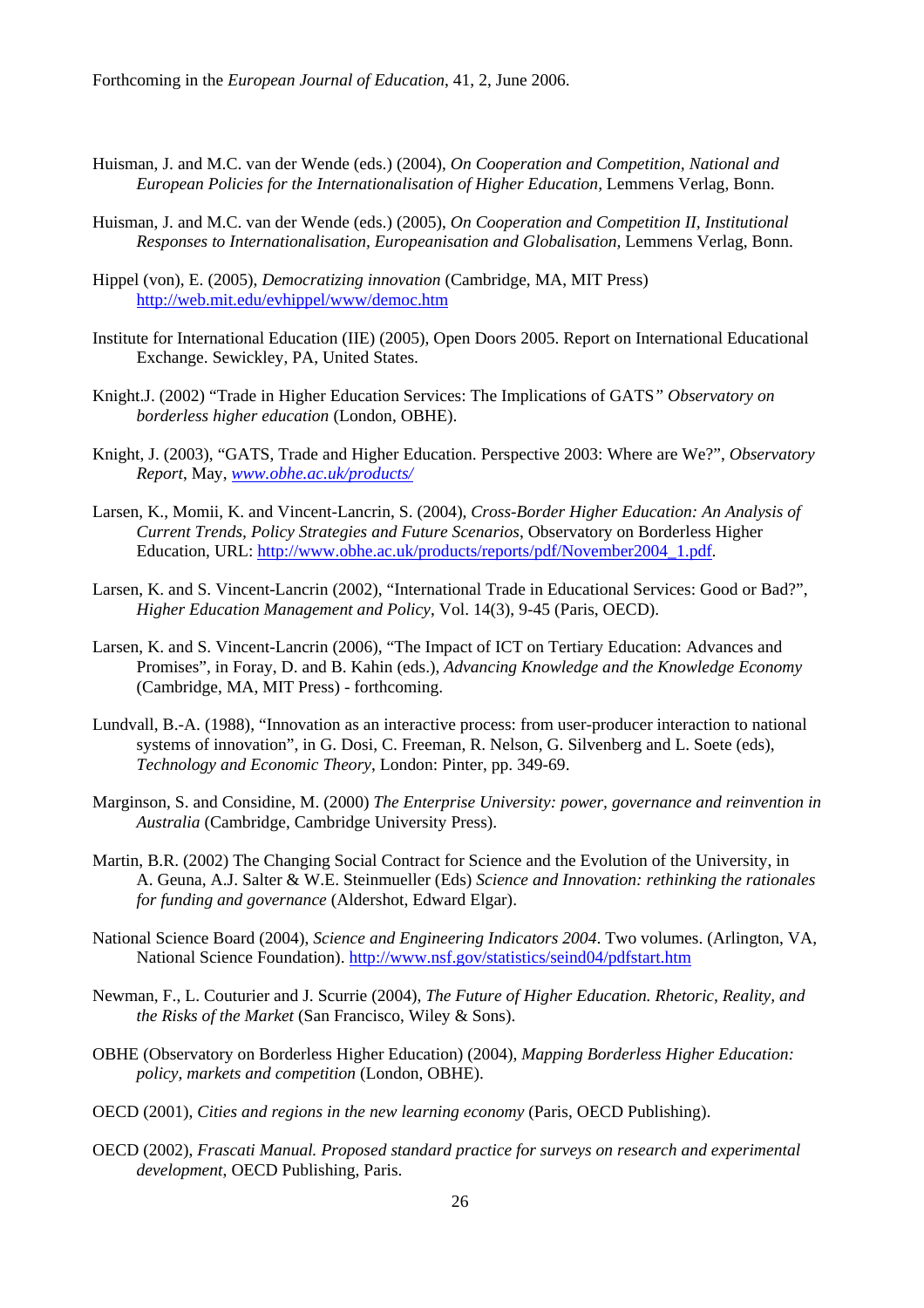Huisman, J. and M.C. van der Wende (eds.) (2004), *On Cooperation and Competition, National and European Policies for the Internationalisation of Higher Education*, Lemmens Verlag, Bonn.

Huisman, J. and M.C. van der Wende (eds.) (2005), *On Cooperation and Competition II, Institutional Responses to Internationalisation, Europeanisation and Globalisation*, Lemmens Verlag, Bonn.

Hippel (von), E. (2005), *Democratizing innovation* (Cambridge, MA, MIT Press) http://web.mit.edu/evhippel/www/democ.htm

Institute for International Education (IIE) (2005), Open Doors 2005. Report on International Educational Exchange. Sewickley, PA, United States.

Knight.J. (2002) "Trade in Higher Education Services: The Implications of GATS*" Observatory on borderless higher education* (London, OBHE).

Knight, J. (2003), "GATS, Trade and Higher Education. Perspective 2003: Where are We?", *Observatory Report*, May, *www.obhe.ac.uk/products/*

Larsen, K., Momii, K. and Vincent-Lancrin, S. (2004), *Cross-Border Higher Education: An Analysis of Current Trends, Policy Strategies and Future Scenarios*, Observatory on Borderless Higher Education, URL: http://www.obhe.ac.uk/products/reports/pdf/November2004_1.pdf.

Larsen, K. and S. Vincent-Lancrin (2002), "International Trade in Educational Services: Good or Bad?", *Higher Education Management and Policy*, Vol. 14(3), 9-45 (Paris, OECD).

Larsen, K. and S. Vincent-Lancrin (2006), "The Impact of ICT on Tertiary Education: Advances and Promises", in Foray, D. and B. Kahin (eds.), *Advancing Knowledge and the Knowledge Economy* (Cambridge, MA, MIT Press) - forthcoming.

Lundvall, B.-A. (1988), "Innovation as an interactive process: from user-producer interaction to national systems of innovation", in G. Dosi, C. Freeman, R. Nelson, G. Silvenberg and L. Soete (eds), *Technology and Economic Theory*, London: Pinter, pp. 349-69.

Marginson, S. and Considine, M. (2000) *The Enterprise University: power, governance and reinvention in Australia* (Cambridge, Cambridge University Press).

Martin, B.R. (2002) The Changing Social Contract for Science and the Evolution of the University, in A. Geuna, A.J. Salter & W.E. Steinmueller (Eds) *Science and Innovation: rethinking the rationales for funding and governance* (Aldershot, Edward Elgar).

National Science Board (2004), *Science and Engineering Indicators 2004*. Two volumes. (Arlington, VA, National Science Foundation). http://www.nsf.gov/statistics/seind04/pdfstart.htm

Newman, F., L. Couturier and J. Scurrie (2004), *The Future of Higher Education. Rhetoric, Reality, and the Risks of the Market* (San Francisco, Wiley & Sons).

OBHE (Observatory on Borderless Higher Education) (2004), *Mapping Borderless Higher Education: policy, markets and competition* (London, OBHE).

OECD (2001), *Cities and regions in the new learning economy* (Paris, OECD Publishing).

OECD (2002), *Frascati Manual. Proposed standard practice for surveys on research and experimental development*, OECD Publishing, Paris.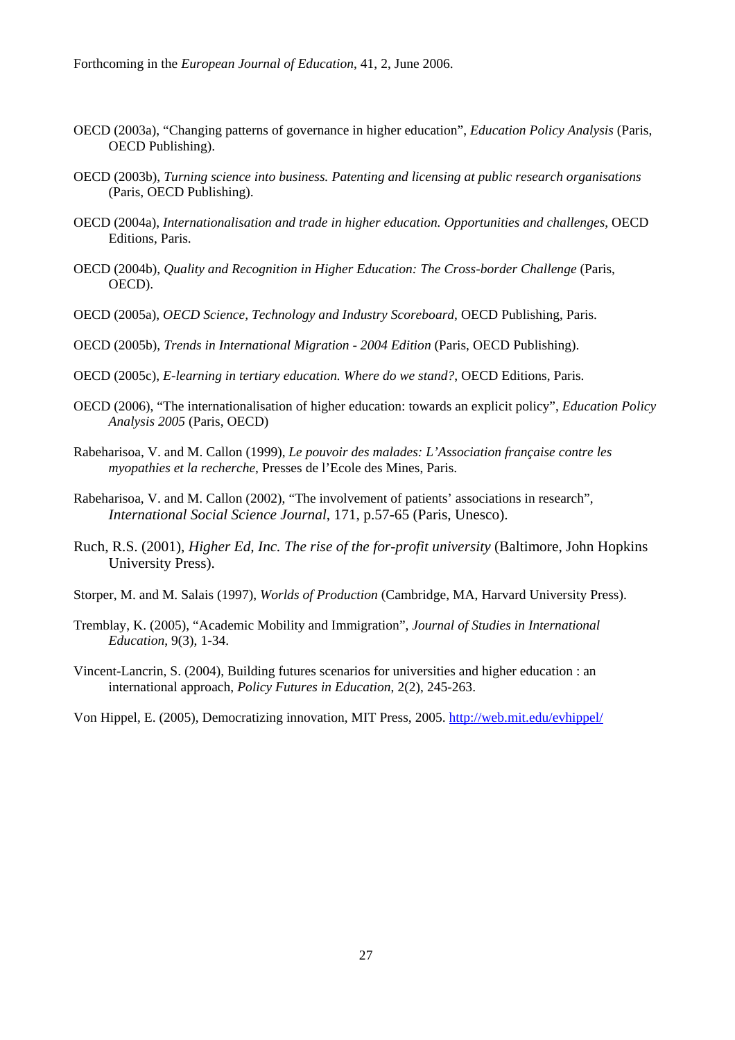OECD (2003a), “Changing patterns of governance in higher education”, *Education Policy Analysis* (Paris, OECD Publishing).

OECD (2003b), *Turning science into business. Patenting and licensing at public research organisations* (Paris, OECD Publishing).

OECD (2004a), *Internationalisation and trade in higher education. Opportunities and challenges*, OECD Editions, Paris.

OECD (2004b), *Quality and Recognition in Higher Education: The Cross-border Challenge* (Paris, OECD).

OECD (2005a), *OECD Science, Technology and Industry Scoreboard*, OECD Publishing, Paris.

OECD (2005b), *Trends in International Migration - 2004 Edition* (Paris, OECD Publishing).

OECD (2005c), *E-learning in tertiary education. Where do we stand?*, OECD Editions, Paris.

OECD (2006), “The internationalisation of higher education: towards an explicit policy”, *Education Policy Analysis 2005* (Paris, OECD)

Rabeharisoa, V. and M. Callon (1999), *Le pouvoir des malades: L’Association française contre les myopathies et la recherche*, Presses de l’Ecole des Mines, Paris.

Rabeharisoa, V. and M. Callon (2002), “The involvement of patients’ associations in research”, *International Social Science Journal*, 171, p.57-65 (Paris, Unesco).

Ruch, R.S. (2001), *Higher Ed, Inc. The rise of the for-profit university* (Baltimore, John Hopkins University Press).

Storper, M. and M. Salais (1997), *Worlds of Production* (Cambridge, MA, Harvard University Press).

Tremblay, K. (2005), “Academic Mobility and Immigration”, *Journal of Studies in International Education*, 9(3), 1-34.

Vincent-Lancrin, S. (2004), Building futures scenarios for universities and higher education : an international approach, *Policy Futures in Education*, 2(2), 245-263.

Von Hippel, E. (2005), Democratizing innovation, MIT Press, 2005. http://web.mit.edu/evhippel/